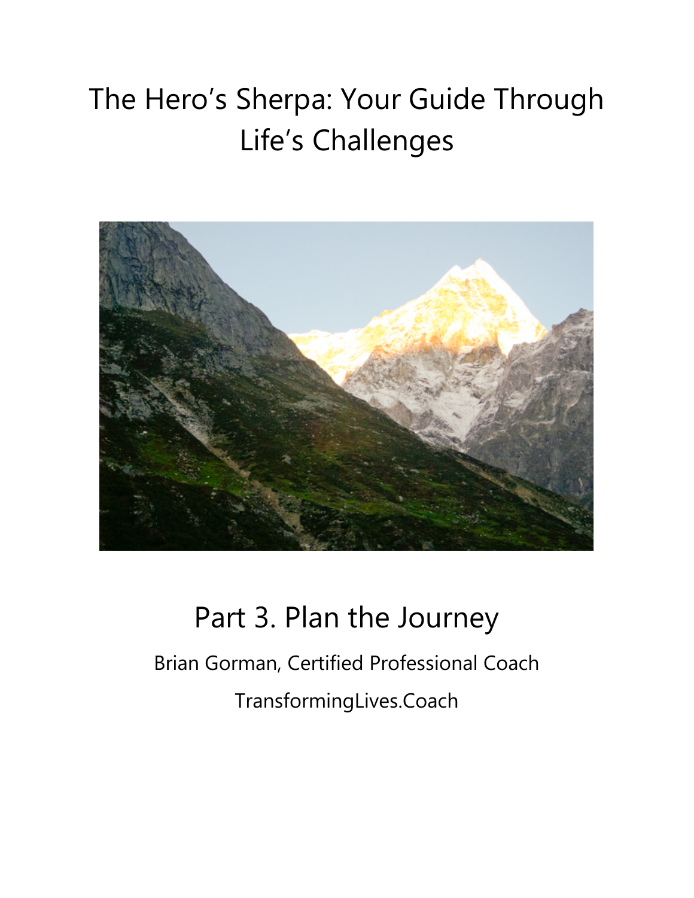# The Hero's Sherpa: Your Guide Through Life's Challenges

## Part 3. Plan the Journey

Brian Gorman, Certified Professional Coach

TransformingLives.Coach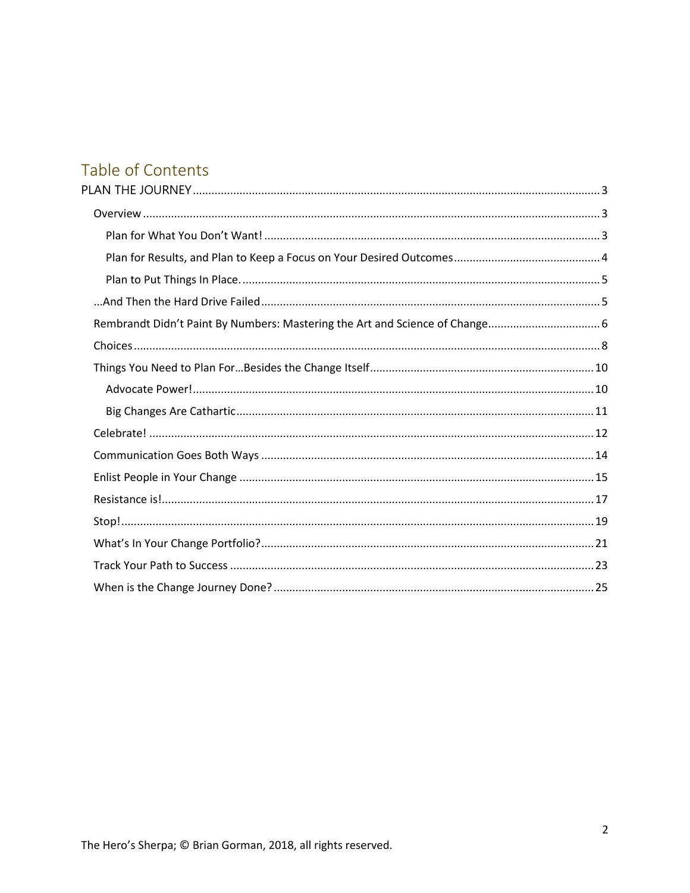# Table of Contents

- PLAN THE JOURNEY ..... 3
  - Overview ..... 3
    - Plan for What You Don't Want! ..... 3
    - Plan for Results, and Plan to Keep a Focus on Your Desired Outcomes ..... 4
    - Plan to Put Things In Place. ..... 5
  - ...And Then the Hard Drive Failed ..... 5
  - Rembrandt Didn't Paint By Numbers: Mastering the Art and Science of Change ..... 6
  - Choices ..... 8
  - Things You Need to Plan For…Besides the Change Itself ..... 10
    - Advocate Power! ..... 10
    - Big Changes Are Cathartic ..... 11
  - Celebrate! ..... 12
  - Communication Goes Both Ways ..... 14
  - Enlist People in Your Change ..... 15
  - Resistance is! ..... 17
  - Stop! ..... 19
  - What's In Your Change Portfolio? ..... 21
  - Track Your Path to Success ..... 23
  - When is the Change Journey Done? ..... 25

The Hero's Sherpa; © Brian Gorman, 2018, all rights reserved.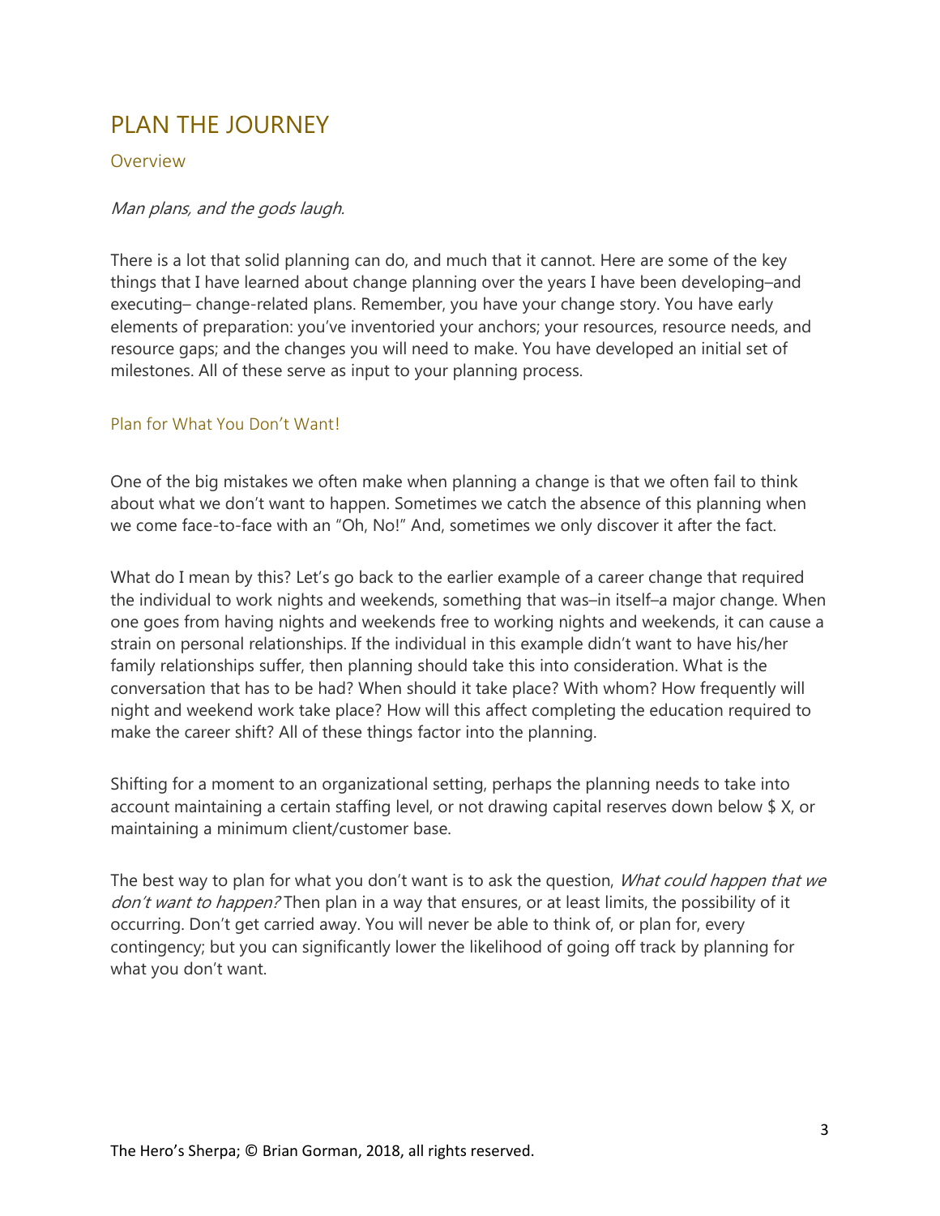# PLAN THE JOURNEY

## Overview

*Man plans, and the gods laugh.*

There is a lot that solid planning can do, and much that it cannot. Here are some of the key things that I have learned about change planning over the years I have been developing–and executing– change-related plans. Remember, you have your change story. You have early elements of preparation: you've inventoried your anchors; your resources, resource needs, and resource gaps; and the changes you will need to make. You have developed an initial set of milestones. All of these serve as input to your planning process.

### Plan for What You Don't Want!

One of the big mistakes we often make when planning a change is that we often fail to think about what we don't want to happen. Sometimes we catch the absence of this planning when we come face-to-face with an "Oh, No!" And, sometimes we only discover it after the fact.

What do I mean by this? Let's go back to the earlier example of a career change that required the individual to work nights and weekends, something that was–in itself–a major change. When one goes from having nights and weekends free to working nights and weekends, it can cause a strain on personal relationships. If the individual in this example didn't want to have his/her family relationships suffer, then planning should take this into consideration. What is the conversation that has to be had? When should it take place? With whom? How frequently will night and weekend work take place? How will this affect completing the education required to make the career shift? All of these things factor into the planning.

Shifting for a moment to an organizational setting, perhaps the planning needs to take into account maintaining a certain staffing level, or not drawing capital reserves down below $ X, or maintaining a minimum client/customer base.

The best way to plan for what you don't want is to ask the question, *What could happen that we don't want to happen?* Then plan in a way that ensures, or at least limits, the possibility of it occurring. Don't get carried away. You will never be able to think of, or plan for, every contingency; but you can significantly lower the likelihood of going off track by planning for what you don't want.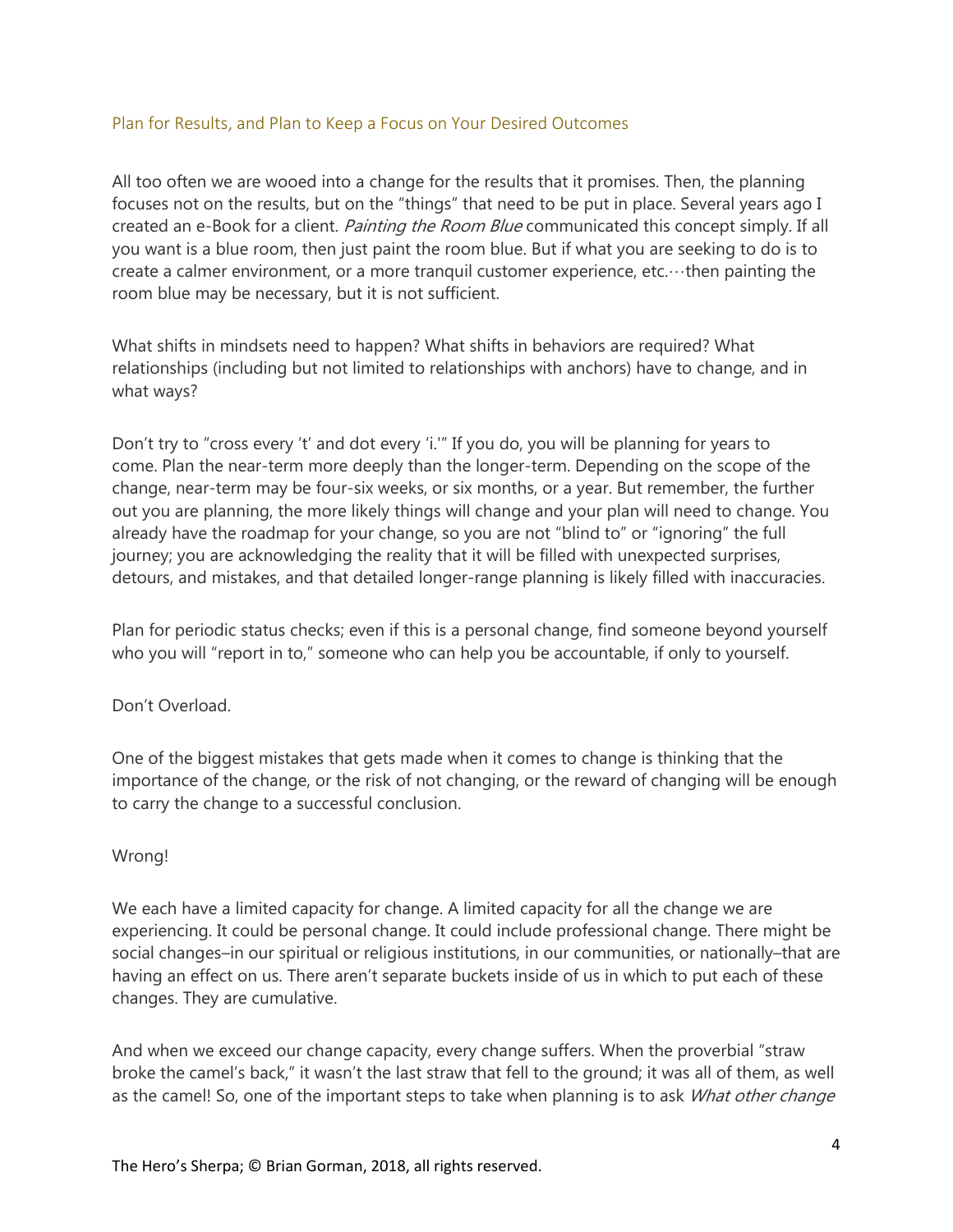## Plan for Results, and Plan to Keep a Focus on Your Desired Outcomes

All too often we are wooed into a change for the results that it promises. Then, the planning focuses not on the results, but on the "things" that need to be put in place. Several years ago I created an e-Book for a client. *Painting the Room Blue* communicated this concept simply. If all you want is a blue room, then just paint the room blue. But if what you are seeking to do is to create a calmer environment, or a more tranquil customer experience, etc.…then painting the room blue may be necessary, but it is not sufficient.

What shifts in mindsets need to happen? What shifts in behaviors are required? What relationships (including but not limited to relationships with anchors) have to change, and in what ways?

Don't try to "cross every 't' and dot every 'i.'" If you do, you will be planning for years to come. Plan the near-term more deeply than the longer-term. Depending on the scope of the change, near-term may be four-six weeks, or six months, or a year. But remember, the further out you are planning, the more likely things will change and your plan will need to change. You already have the roadmap for your change, so you are not "blind to" or "ignoring" the full journey; you are acknowledging the reality that it will be filled with unexpected surprises, detours, and mistakes, and that detailed longer-range planning is likely filled with inaccuracies.

Plan for periodic status checks; even if this is a personal change, find someone beyond yourself who you will "report in to," someone who can help you be accountable, if only to yourself.

Don't Overload.

One of the biggest mistakes that gets made when it comes to change is thinking that the importance of the change, or the risk of not changing, or the reward of changing will be enough to carry the change to a successful conclusion.

Wrong!

We each have a limited capacity for change. A limited capacity for all the change we are experiencing. It could be personal change. It could include professional change. There might be social changes–in our spiritual or religious institutions, in our communities, or nationally–that are having an effect on us. There aren't separate buckets inside of us in which to put each of these changes. They are cumulative.

And when we exceed our change capacity, every change suffers. When the proverbial "straw broke the camel's back," it wasn't the last straw that fell to the ground; it was all of them, as well as the camel! So, one of the important steps to take when planning is to ask *What other change*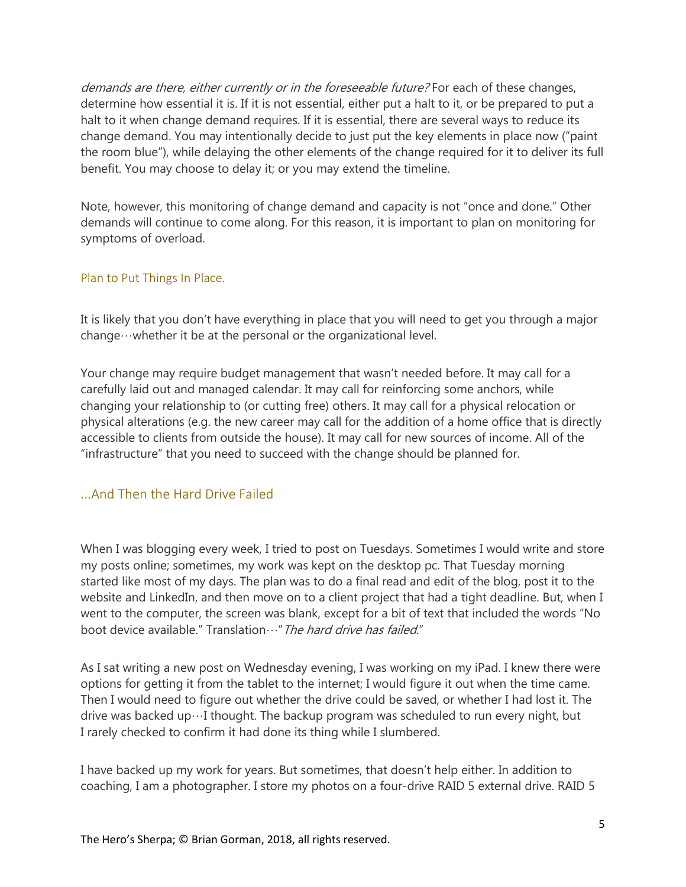*demands are there, either currently or in the foreseeable future?* For each of these changes, determine how essential it is. If it is not essential, either put a halt to it, or be prepared to put a halt to it when change demand requires. If it is essential, there are several ways to reduce its change demand. You may intentionally decide to just put the key elements in place now ("paint the room blue"), while delaying the other elements of the change required for it to deliver its full benefit. You may choose to delay it; or you may extend the timeline.

Note, however, this monitoring of change demand and capacity is not "once and done." Other demands will continue to come along. For this reason, it is important to plan on monitoring for symptoms of overload.

### Plan to Put Things In Place.

It is likely that you don't have everything in place that you will need to get you through a major change…whether it be at the personal or the organizational level.

Your change may require budget management that wasn't needed before. It may call for a carefully laid out and managed calendar. It may call for reinforcing some anchors, while changing your relationship to (or cutting free) others. It may call for a physical relocation or physical alterations (e.g. the new career may call for the addition of a home office that is directly accessible to clients from outside the house). It may call for new sources of income. All of the "infrastructure" that you need to succeed with the change should be planned for.

## …And Then the Hard Drive Failed

When I was blogging every week, I tried to post on Tuesdays. Sometimes I would write and store my posts online; sometimes, my work was kept on the desktop pc. That Tuesday morning started like most of my days. The plan was to do a final read and edit of the blog, post it to the website and LinkedIn, and then move on to a client project that had a tight deadline. But, when I went to the computer, the screen was blank, except for a bit of text that included the words "No boot device available." Translation…"*The hard drive has failed*."

As I sat writing a new post on Wednesday evening, I was working on my iPad. I knew there were options for getting it from the tablet to the internet; I would figure it out when the time came. Then I would need to figure out whether the drive could be saved, or whether I had lost it. The drive was backed up…I thought. The backup program was scheduled to run every night, but I rarely checked to confirm it had done its thing while I slumbered.

I have backed up my work for years. But sometimes, that doesn't help either. In addition to coaching, I am a photographer. I store my photos on a four-drive RAID 5 external drive. RAID 5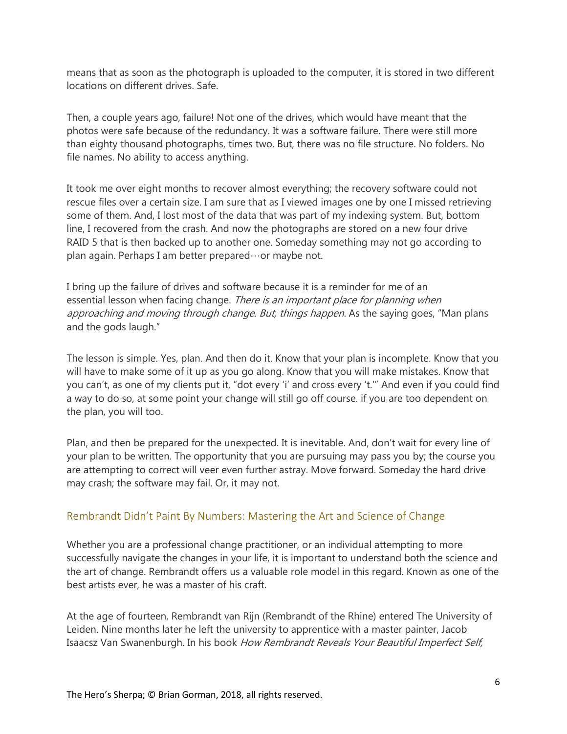means that as soon as the photograph is uploaded to the computer, it is stored in two different locations on different drives. Safe.

Then, a couple years ago, failure! Not one of the drives, which would have meant that the photos were safe because of the redundancy. It was a software failure. There were still more than eighty thousand photographs, times two. But, there was no file structure. No folders. No file names. No ability to access anything.

It took me over eight months to recover almost everything; the recovery software could not rescue files over a certain size. I am sure that as I viewed images one by one I missed retrieving some of them. And, I lost most of the data that was part of my indexing system. But, bottom line, I recovered from the crash. And now the photographs are stored on a new four drive RAID 5 that is then backed up to another one. Someday something may not go according to plan again. Perhaps I am better prepared…or maybe not.

I bring up the failure of drives and software because it is a reminder for me of an essential lesson when facing change. *There is an important place for planning when approaching and moving through change. But, things happen*. As the saying goes, "Man plans and the gods laugh."

The lesson is simple. Yes, plan. And then do it. Know that your plan is incomplete. Know that you will have to make some of it up as you go along. Know that you will make mistakes. Know that you can't, as one of my clients put it, "dot every 'i' and cross every 't.'" And even if you could find a way to do so, at some point your change will still go off course. if you are too dependent on the plan, you will too.

Plan, and then be prepared for the unexpected. It is inevitable. And, don't wait for every line of your plan to be written. The opportunity that you are pursuing may pass you by; the course you are attempting to correct will veer even further astray. Move forward. Someday the hard drive may crash; the software may fail. Or, it may not.

## Rembrandt Didn't Paint By Numbers: Mastering the Art and Science of Change

Whether you are a professional change practitioner, or an individual attempting to more successfully navigate the changes in your life, it is important to understand both the science and the art of change. Rembrandt offers us a valuable role model in this regard. Known as one of the best artists ever, he was a master of his craft.

At the age of fourteen, Rembrandt van Rijn (Rembrandt of the Rhine) entered The University of Leiden. Nine months later he left the university to apprentice with a master painter, Jacob Isaacsz Van Swanenburgh. In his book *How Rembrandt Reveals Your Beautiful Imperfect Self,*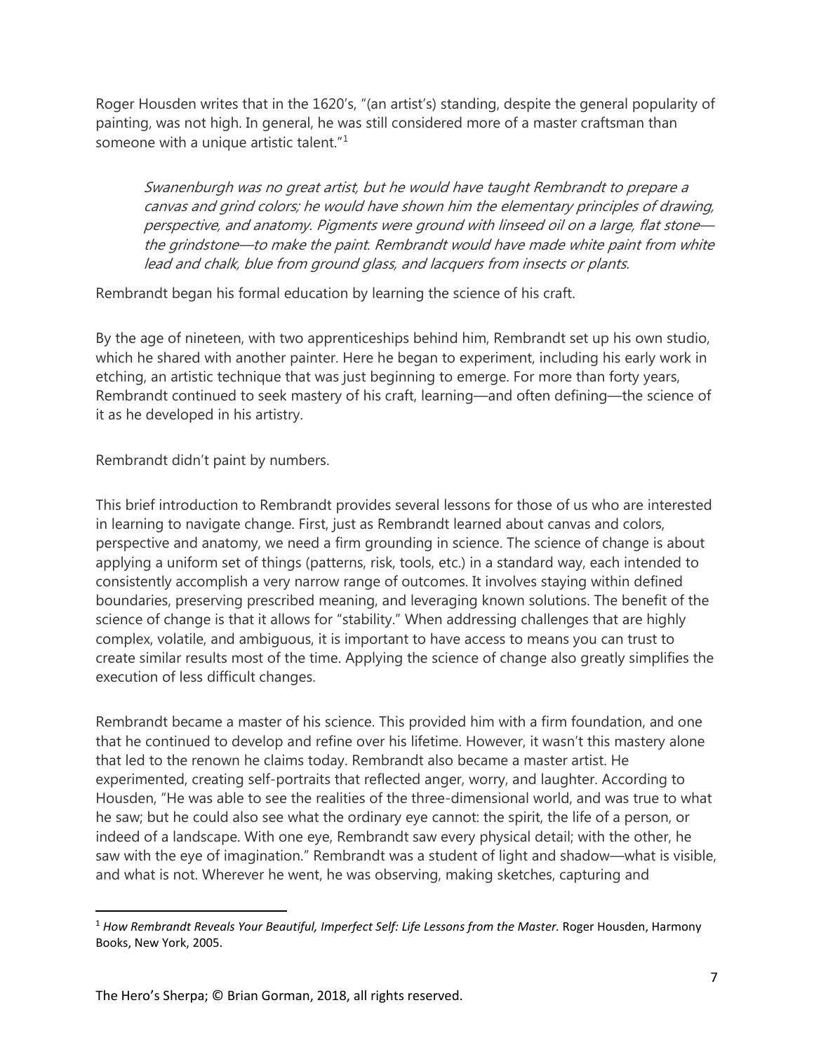Roger Housden writes that in the 1620's, "(an artist's) standing, despite the general popularity of painting, was not high. In general, he was still considered more of a master craftsman than someone with a unique artistic talent."[1]

> *Swanenburgh was no great artist, but he would have taught Rembrandt to prepare a canvas and grind colors; he would have shown him the elementary principles of drawing, perspective, and anatomy. Pigments were ground with linseed oil on a large, flat stone—the grindstone—to make the paint. Rembrandt would have made white paint from white lead and chalk, blue from ground glass, and lacquers from insects or plants.*

Rembrandt began his formal education by learning the science of his craft.

By the age of nineteen, with two apprenticeships behind him, Rembrandt set up his own studio, which he shared with another painter. Here he began to experiment, including his early work in etching, an artistic technique that was just beginning to emerge. For more than forty years, Rembrandt continued to seek mastery of his craft, learning—and often defining—the science of it as he developed in his artistry.

Rembrandt didn't paint by numbers.

This brief introduction to Rembrandt provides several lessons for those of us who are interested in learning to navigate change. First, just as Rembrandt learned about canvas and colors, perspective and anatomy, we need a firm grounding in science. The science of change is about applying a uniform set of things (patterns, risk, tools, etc.) in a standard way, each intended to consistently accomplish a very narrow range of outcomes. It involves staying within defined boundaries, preserving prescribed meaning, and leveraging known solutions. The benefit of the science of change is that it allows for "stability." When addressing challenges that are highly complex, volatile, and ambiguous, it is important to have access to means you can trust to create similar results most of the time. Applying the science of change also greatly simplifies the execution of less difficult changes.

Rembrandt became a master of his science. This provided him with a firm foundation, and one that he continued to develop and refine over his lifetime. However, it wasn't this mastery alone that led to the renown he claims today. Rembrandt also became a master artist. He experimented, creating self-portraits that reflected anger, worry, and laughter. According to Housden, "He was able to see the realities of the three-dimensional world, and was true to what he saw; but he could also see what the ordinary eye cannot: the spirit, the life of a person, or indeed of a landscape. With one eye, Rembrandt saw every physical detail; with the other, he saw with the eye of imagination." Rembrandt was a student of light and shadow—what is visible, and what is not. Wherever he went, he was observing, making sketches, capturing and

---

[1] *How Rembrandt Reveals Your Beautiful, Imperfect Self: Life Lessons from the Master.* Roger Housden, Harmony Books, New York, 2005.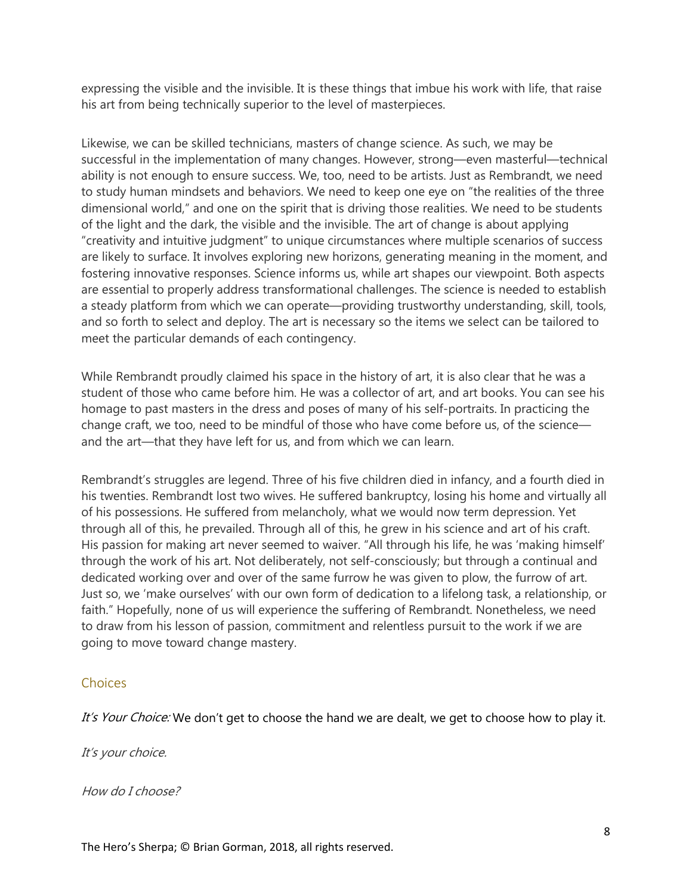expressing the visible and the invisible. It is these things that imbue his work with life, that raise his art from being technically superior to the level of masterpieces.

Likewise, we can be skilled technicians, masters of change science. As such, we may be successful in the implementation of many changes. However, strong—even masterful—technical ability is not enough to ensure success. We, too, need to be artists. Just as Rembrandt, we need to study human mindsets and behaviors. We need to keep one eye on "the realities of the three dimensional world," and one on the spirit that is driving those realities. We need to be students of the light and the dark, the visible and the invisible. The art of change is about applying "creativity and intuitive judgment" to unique circumstances where multiple scenarios of success are likely to surface. It involves exploring new horizons, generating meaning in the moment, and fostering innovative responses. Science informs us, while art shapes our viewpoint. Both aspects are essential to properly address transformational challenges. The science is needed to establish a steady platform from which we can operate—providing trustworthy understanding, skill, tools, and so forth to select and deploy. The art is necessary so the items we select can be tailored to meet the particular demands of each contingency.

While Rembrandt proudly claimed his space in the history of art, it is also clear that he was a student of those who came before him. He was a collector of art, and art books. You can see his homage to past masters in the dress and poses of many of his self-portraits. In practicing the change craft, we too, need to be mindful of those who have come before us, of the science—and the art—that they have left for us, and from which we can learn.

Rembrandt's struggles are legend. Three of his five children died in infancy, and a fourth died in his twenties. Rembrandt lost two wives. He suffered bankruptcy, losing his home and virtually all of his possessions. He suffered from melancholy, what we would now term depression. Yet through all of this, he prevailed. Through all of this, he grew in his science and art of his craft. His passion for making art never seemed to waiver. "All through his life, he was 'making himself' through the work of his art. Not deliberately, not self-consciously; but through a continual and dedicated working over and over of the same furrow he was given to plow, the furrow of art. Just so, we 'make ourselves' with our own form of dedication to a lifelong task, a relationship, or faith." Hopefully, none of us will experience the suffering of Rembrandt. Nonetheless, we need to draw from his lesson of passion, commitment and relentless pursuit to the work if we are going to move toward change mastery.

## Choices

*It's Your Choice:* We don't get to choose the hand we are dealt, we get to choose how to play it.

*It's your choice.*

*How do I choose?*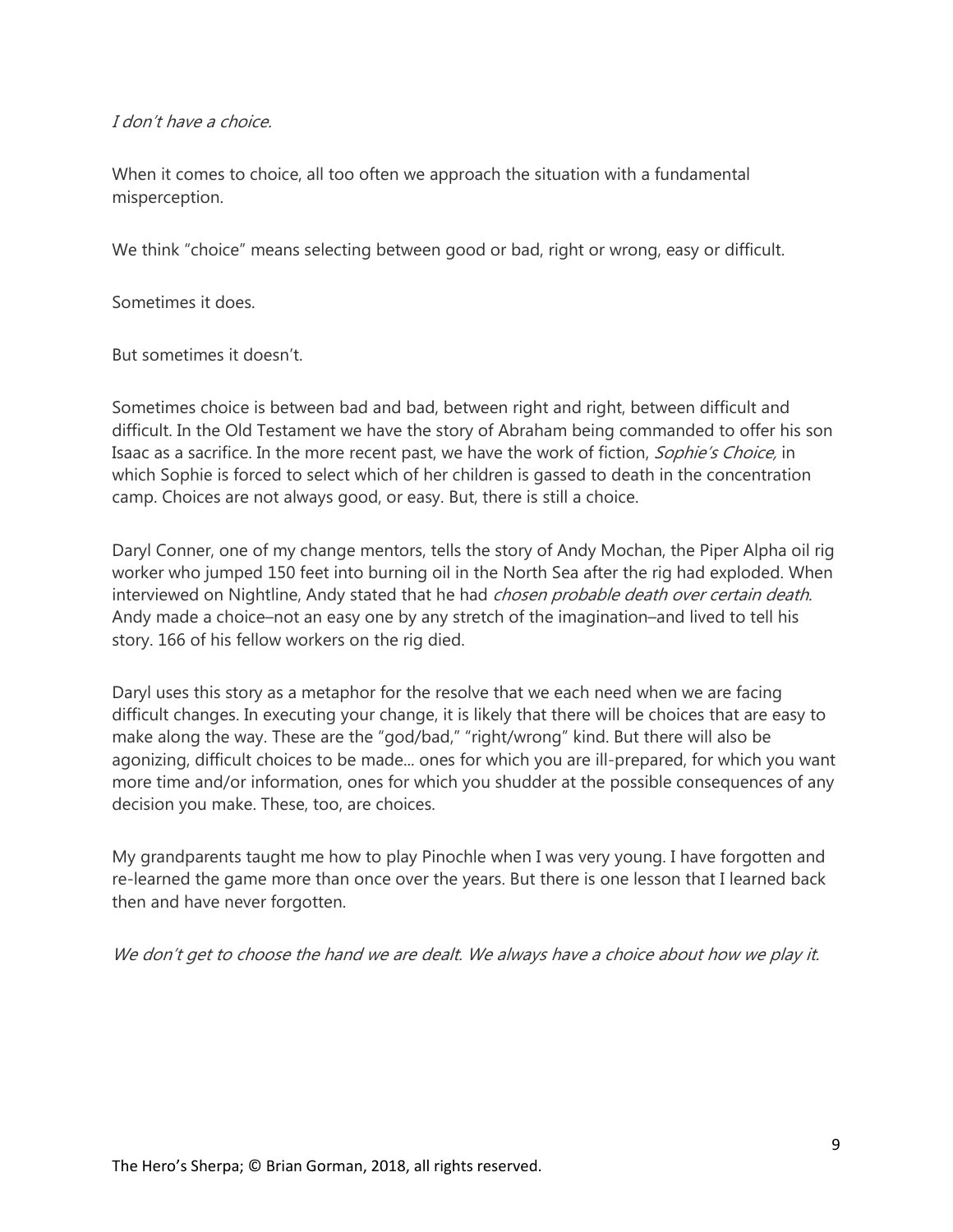*I don't have a choice.*

When it comes to choice, all too often we approach the situation with a fundamental misperception.

We think "choice" means selecting between good or bad, right or wrong, easy or difficult.

Sometimes it does.

But sometimes it doesn't.

Sometimes choice is between bad and bad, between right and right, between difficult and difficult. In the Old Testament we have the story of Abraham being commanded to offer his son Isaac as a sacrifice. In the more recent past, we have the work of fiction, *Sophie's Choice,* in which Sophie is forced to select which of her children is gassed to death in the concentration camp. Choices are not always good, or easy. But, there is still a choice.

Daryl Conner, one of my change mentors, tells the story of Andy Mochan, the Piper Alpha oil rig worker who jumped 150 feet into burning oil in the North Sea after the rig had exploded. When interviewed on Nightline, Andy stated that he had *chosen probable death over certain death*. Andy made a choice–not an easy one by any stretch of the imagination–and lived to tell his story. 166 of his fellow workers on the rig died.

Daryl uses this story as a metaphor for the resolve that we each need when we are facing difficult changes. In executing your change, it is likely that there will be choices that are easy to make along the way. These are the "god/bad," "right/wrong" kind. But there will also be agonizing, difficult choices to be made... ones for which you are ill-prepared, for which you want more time and/or information, ones for which you shudder at the possible consequences of any decision you make. These, too, are choices.

My grandparents taught me how to play Pinochle when I was very young. I have forgotten and re-learned the game more than once over the years. But there is one lesson that I learned back then and have never forgotten.

*We don't get to choose the hand we are dealt. We always have a choice about how we play it.*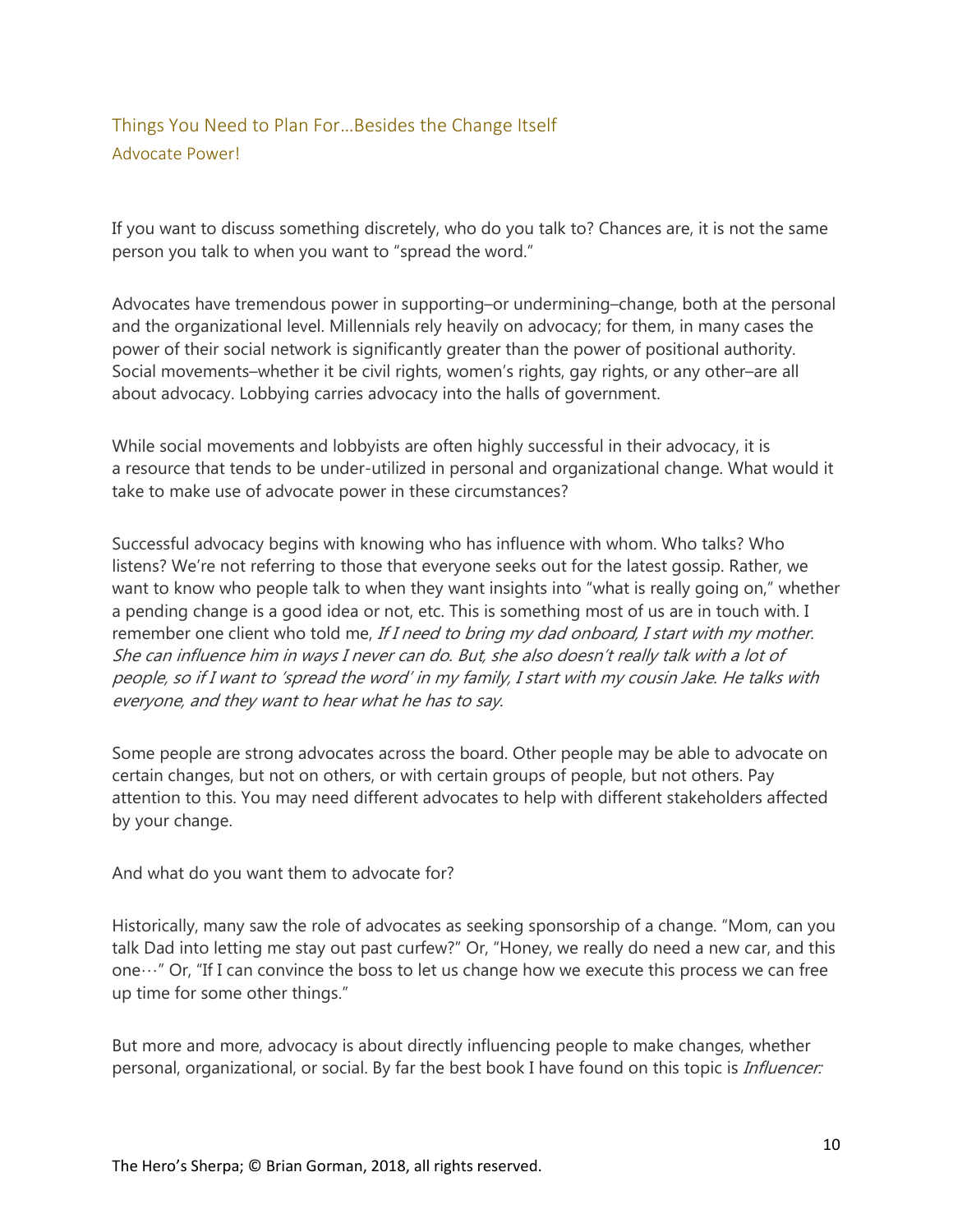## Things You Need to Plan For…Besides the Change Itself

### Advocate Power!

If you want to discuss something discretely, who do you talk to? Chances are, it is not the same person you talk to when you want to "spread the word."

Advocates have tremendous power in supporting–or undermining–change, both at the personal and the organizational level. Millennials rely heavily on advocacy; for them, in many cases the power of their social network is significantly greater than the power of positional authority. Social movements–whether it be civil rights, women's rights, gay rights, or any other–are all about advocacy. Lobbying carries advocacy into the halls of government.

While social movements and lobbyists are often highly successful in their advocacy, it is a resource that tends to be under-utilized in personal and organizational change. What would it take to make use of advocate power in these circumstances?

Successful advocacy begins with knowing who has influence with whom. Who talks? Who listens? We're not referring to those that everyone seeks out for the latest gossip. Rather, we want to know who people talk to when they want insights into "what is really going on," whether a pending change is a good idea or not, etc. This is something most of us are in touch with. I remember one client who told me, *If I need to bring my dad onboard, I start with my mother. She can influence him in ways I never can do. But, she also doesn't really talk with a lot of people, so if I want to 'spread the word' in my family, I start with my cousin Jake. He talks with everyone, and they want to hear what he has to say.*

Some people are strong advocates across the board. Other people may be able to advocate on certain changes, but not on others, or with certain groups of people, but not others. Pay attention to this. You may need different advocates to help with different stakeholders affected by your change.

And what do you want them to advocate for?

Historically, many saw the role of advocates as seeking sponsorship of a change. "Mom, can you talk Dad into letting me stay out past curfew?" Or, "Honey, we really do need a new car, and this one…" Or, "If I can convince the boss to let us change how we execute this process we can free up time for some other things."

But more and more, advocacy is about directly influencing people to make changes, whether personal, organizational, or social. By far the best book I have found on this topic is *Influencer:*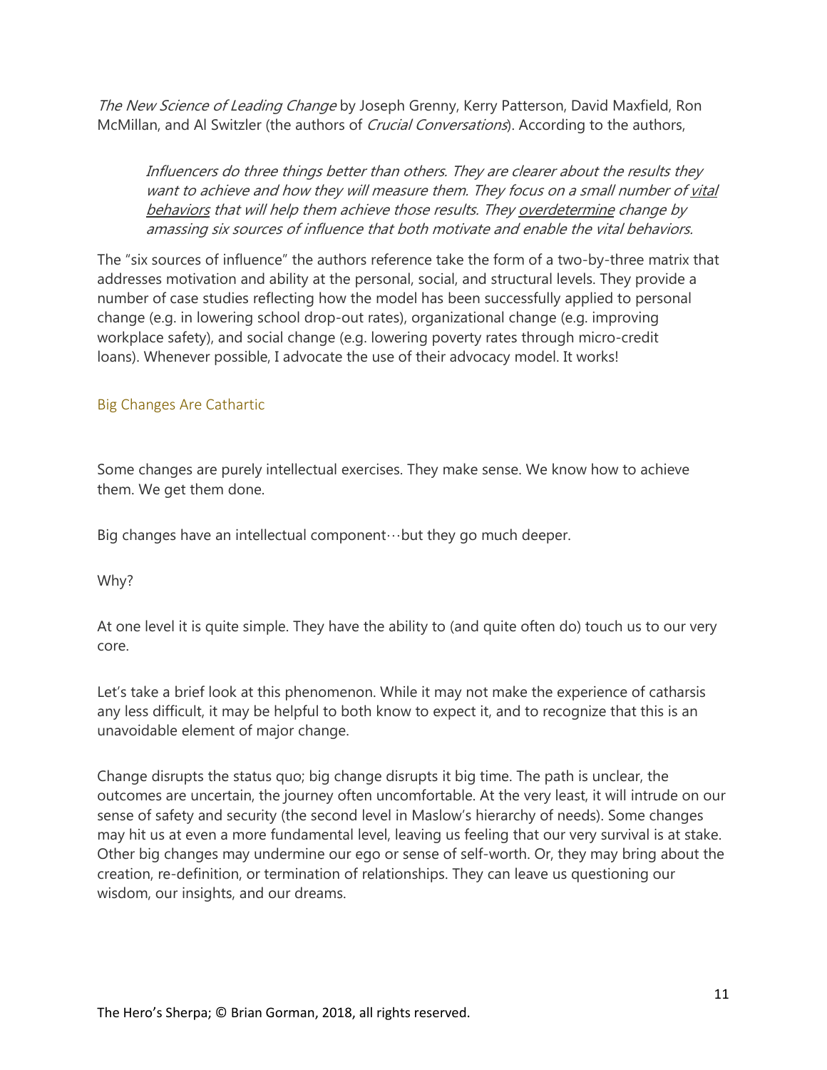*The New Science of Leading Change* by Joseph Grenny, Kerry Patterson, David Maxfield, Ron McMillan, and Al Switzler (the authors of *Crucial Conversations*). According to the authors,

> *Influencers do three things better than others. They are clearer about the results they want to achieve and how they will measure them. They focus on a small number of vital behaviors that will help them achieve those results. They overdetermine change by amassing six sources of influence that both motivate and enable the vital behaviors.*

The "six sources of influence" the authors reference take the form of a two-by-three matrix that addresses motivation and ability at the personal, social, and structural levels. They provide a number of case studies reflecting how the model has been successfully applied to personal change (e.g. in lowering school drop-out rates), organizational change (e.g. improving workplace safety), and social change (e.g. lowering poverty rates through micro-credit loans). Whenever possible, I advocate the use of their advocacy model. It works!

## Big Changes Are Cathartic

Some changes are purely intellectual exercises. They make sense. We know how to achieve them. We get them done.

Big changes have an intellectual component…but they go much deeper.

Why?

At one level it is quite simple. They have the ability to (and quite often do) touch us to our very core.

Let's take a brief look at this phenomenon. While it may not make the experience of catharsis any less difficult, it may be helpful to both know to expect it, and to recognize that this is an unavoidable element of major change.

Change disrupts the status quo; big change disrupts it big time. The path is unclear, the outcomes are uncertain, the journey often uncomfortable. At the very least, it will intrude on our sense of safety and security (the second level in Maslow's hierarchy of needs). Some changes may hit us at even a more fundamental level, leaving us feeling that our very survival is at stake. Other big changes may undermine our ego or sense of self-worth. Or, they may bring about the creation, re-definition, or termination of relationships. They can leave us questioning our wisdom, our insights, and our dreams.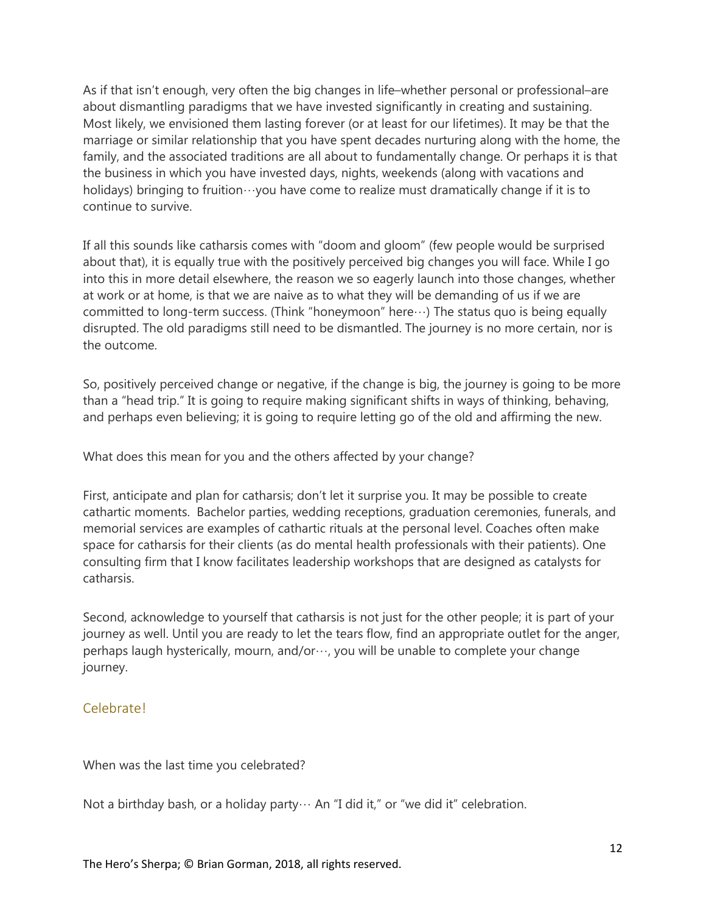As if that isn't enough, very often the big changes in life–whether personal or professional–are about dismantling paradigms that we have invested significantly in creating and sustaining. Most likely, we envisioned them lasting forever (or at least for our lifetimes). It may be that the marriage or similar relationship that you have spent decades nurturing along with the home, the family, and the associated traditions are all about to fundamentally change. Or perhaps it is that the business in which you have invested days, nights, weekends (along with vacations and holidays) bringing to fruition…you have come to realize must dramatically change if it is to continue to survive.

If all this sounds like catharsis comes with "doom and gloom" (few people would be surprised about that), it is equally true with the positively perceived big changes you will face. While I go into this in more detail elsewhere, the reason we so eagerly launch into those changes, whether at work or at home, is that we are naive as to what they will be demanding of us if we are committed to long-term success. (Think "honeymoon" here…) The status quo is being equally disrupted. The old paradigms still need to be dismantled. The journey is no more certain, nor is the outcome.

So, positively perceived change or negative, if the change is big, the journey is going to be more than a "head trip." It is going to require making significant shifts in ways of thinking, behaving, and perhaps even believing; it is going to require letting go of the old and affirming the new.

What does this mean for you and the others affected by your change?

First, anticipate and plan for catharsis; don't let it surprise you. It may be possible to create cathartic moments. Bachelor parties, wedding receptions, graduation ceremonies, funerals, and memorial services are examples of cathartic rituals at the personal level. Coaches often make space for catharsis for their clients (as do mental health professionals with their patients). One consulting firm that I know facilitates leadership workshops that are designed as catalysts for catharsis.

Second, acknowledge to yourself that catharsis is not just for the other people; it is part of your journey as well. Until you are ready to let the tears flow, find an appropriate outlet for the anger, perhaps laugh hysterically, mourn, and/or…, you will be unable to complete your change journey.

## Celebrate!

When was the last time you celebrated?

Not a birthday bash, or a holiday party… An "I did it," or "we did it" celebration.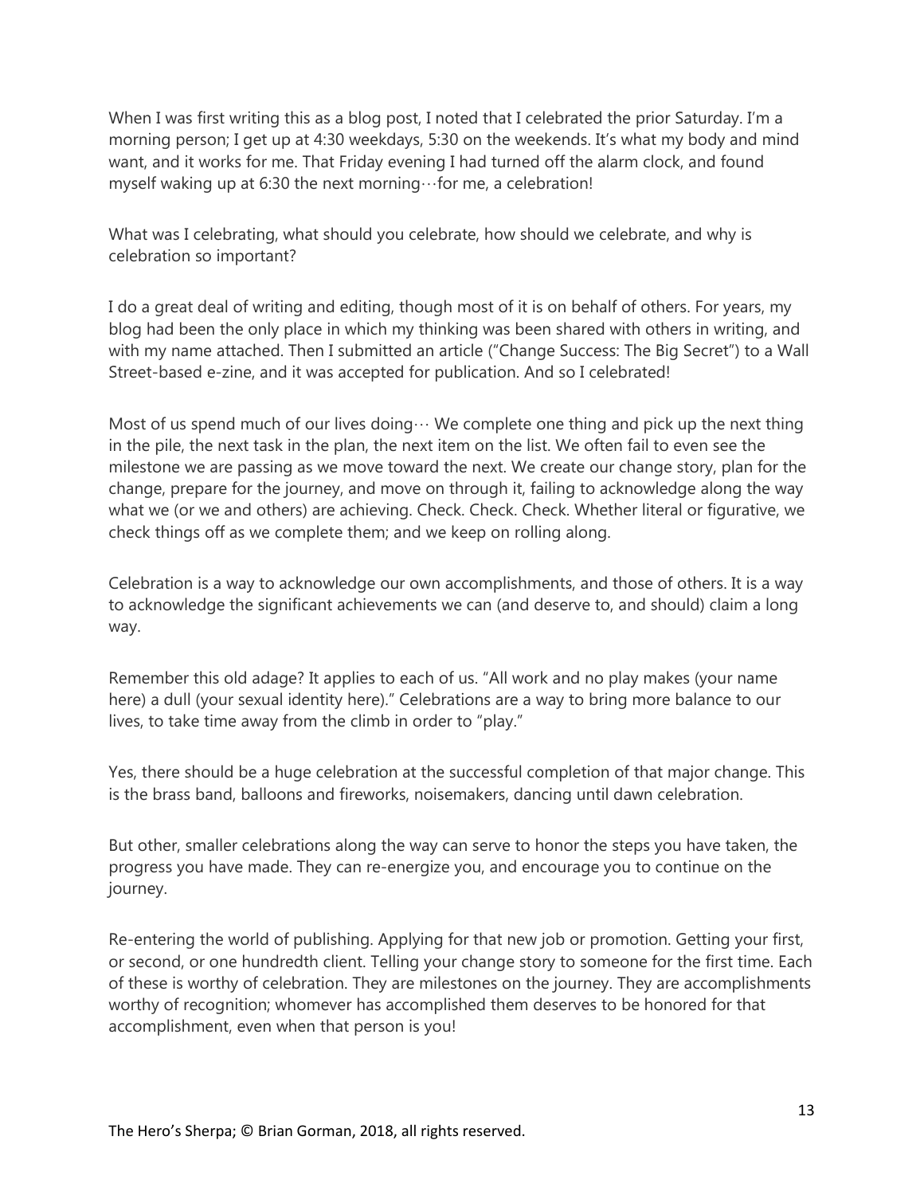When I was first writing this as a blog post, I noted that I celebrated the prior Saturday. I'm a morning person; I get up at 4:30 weekdays, 5:30 on the weekends. It's what my body and mind want, and it works for me. That Friday evening I had turned off the alarm clock, and found myself waking up at 6:30 the next morning…for me, a celebration!

What was I celebrating, what should you celebrate, how should we celebrate, and why is celebration so important?

I do a great deal of writing and editing, though most of it is on behalf of others. For years, my blog had been the only place in which my thinking was been shared with others in writing, and with my name attached. Then I submitted an article ("Change Success: The Big Secret") to a Wall Street-based e-zine, and it was accepted for publication. And so I celebrated!

Most of us spend much of our lives doing… We complete one thing and pick up the next thing in the pile, the next task in the plan, the next item on the list. We often fail to even see the milestone we are passing as we move toward the next. We create our change story, plan for the change, prepare for the journey, and move on through it, failing to acknowledge along the way what we (or we and others) are achieving. Check. Check. Check. Whether literal or figurative, we check things off as we complete them; and we keep on rolling along.

Celebration is a way to acknowledge our own accomplishments, and those of others. It is a way to acknowledge the significant achievements we can (and deserve to, and should) claim a long way.

Remember this old adage? It applies to each of us. "All work and no play makes (your name here) a dull (your sexual identity here)." Celebrations are a way to bring more balance to our lives, to take time away from the climb in order to "play."

Yes, there should be a huge celebration at the successful completion of that major change. This is the brass band, balloons and fireworks, noisemakers, dancing until dawn celebration.

But other, smaller celebrations along the way can serve to honor the steps you have taken, the progress you have made. They can re-energize you, and encourage you to continue on the journey.

Re-entering the world of publishing. Applying for that new job or promotion. Getting your first, or second, or one hundredth client. Telling your change story to someone for the first time. Each of these is worthy of celebration. They are milestones on the journey. They are accomplishments worthy of recognition; whomever has accomplished them deserves to be honored for that accomplishment, even when that person is you!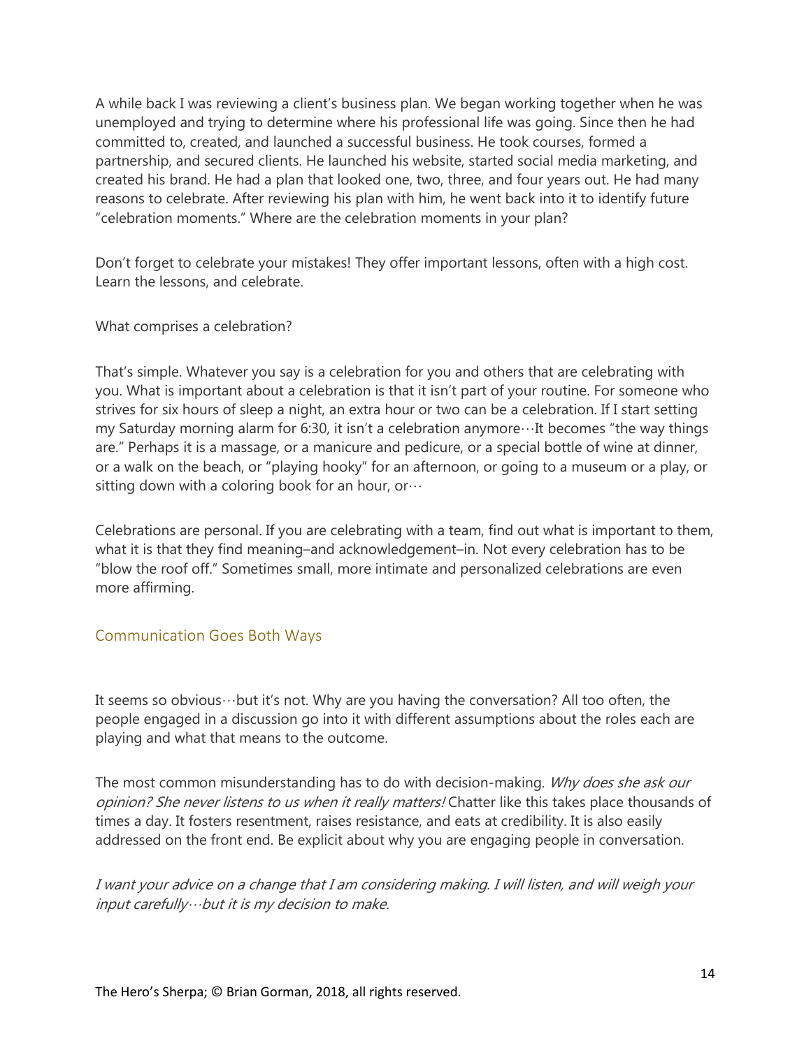A while back I was reviewing a client's business plan. We began working together when he was unemployed and trying to determine where his professional life was going. Since then he had committed to, created, and launched a successful business. He took courses, formed a partnership, and secured clients. He launched his website, started social media marketing, and created his brand. He had a plan that looked one, two, three, and four years out. He had many reasons to celebrate. After reviewing his plan with him, he went back into it to identify future "celebration moments." Where are the celebration moments in your plan?

Don't forget to celebrate your mistakes! They offer important lessons, often with a high cost. Learn the lessons, and celebrate.

What comprises a celebration?

That's simple. Whatever you say is a celebration for you and others that are celebrating with you. What is important about a celebration is that it isn't part of your routine. For someone who strives for six hours of sleep a night, an extra hour or two can be a celebration. If I start setting my Saturday morning alarm for 6:30, it isn't a celebration anymore…It becomes "the way things are." Perhaps it is a massage, or a manicure and pedicure, or a special bottle of wine at dinner, or a walk on the beach, or "playing hooky" for an afternoon, or going to a museum or a play, or sitting down with a coloring book for an hour, or…

Celebrations are personal. If you are celebrating with a team, find out what is important to them, what it is that they find meaning–and acknowledgement–in. Not every celebration has to be "blow the roof off." Sometimes small, more intimate and personalized celebrations are even more affirming.

## Communication Goes Both Ways

It seems so obvious…but it's not. Why are you having the conversation? All too often, the people engaged in a discussion go into it with different assumptions about the roles each are playing and what that means to the outcome.

The most common misunderstanding has to do with decision-making. *Why does she ask our opinion? She never listens to us when it really matters!* Chatter like this takes place thousands of times a day. It fosters resentment, raises resistance, and eats at credibility. It is also easily addressed on the front end. Be explicit about why you are engaging people in conversation.

*I want your advice on a change that I am considering making. I will listen, and will weigh your input carefully…but it is my decision to make.*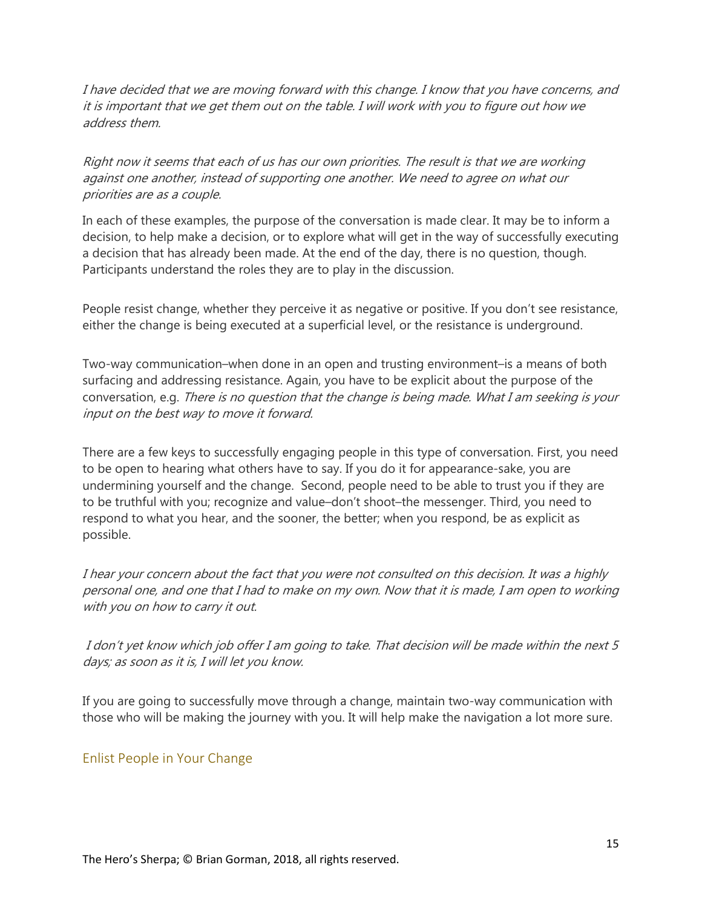*I have decided that we are moving forward with this change. I know that you have concerns, and it is important that we get them out on the table. I will work with you to figure out how we address them.*

*Right now it seems that each of us has our own priorities. The result is that we are working against one another, instead of supporting one another. We need to agree on what our priorities are as a couple.*

In each of these examples, the purpose of the conversation is made clear. It may be to inform a decision, to help make a decision, or to explore what will get in the way of successfully executing a decision that has already been made. At the end of the day, there is no question, though. Participants understand the roles they are to play in the discussion.

People resist change, whether they perceive it as negative or positive. If you don't see resistance, either the change is being executed at a superficial level, or the resistance is underground.

Two-way communication–when done in an open and trusting environment–is a means of both surfacing and addressing resistance. Again, you have to be explicit about the purpose of the conversation, e.g. *There is no question that the change is being made. What I am seeking is your input on the best way to move it forward.*

There are a few keys to successfully engaging people in this type of conversation. First, you need to be open to hearing what others have to say. If you do it for appearance-sake, you are undermining yourself and the change. Second, people need to be able to trust you if they are to be truthful with you; recognize and value–don't shoot–the messenger. Third, you need to respond to what you hear, and the sooner, the better; when you respond, be as explicit as possible.

*I hear your concern about the fact that you were not consulted on this decision. It was a highly personal one, and one that I had to make on my own. Now that it is made, I am open to working with you on how to carry it out.*

*I don't yet know which job offer I am going to take. That decision will be made within the next 5 days; as soon as it is, I will let you know.*

If you are going to successfully move through a change, maintain two-way communication with those who will be making the journey with you. It will help make the navigation a lot more sure.

## Enlist People in Your Change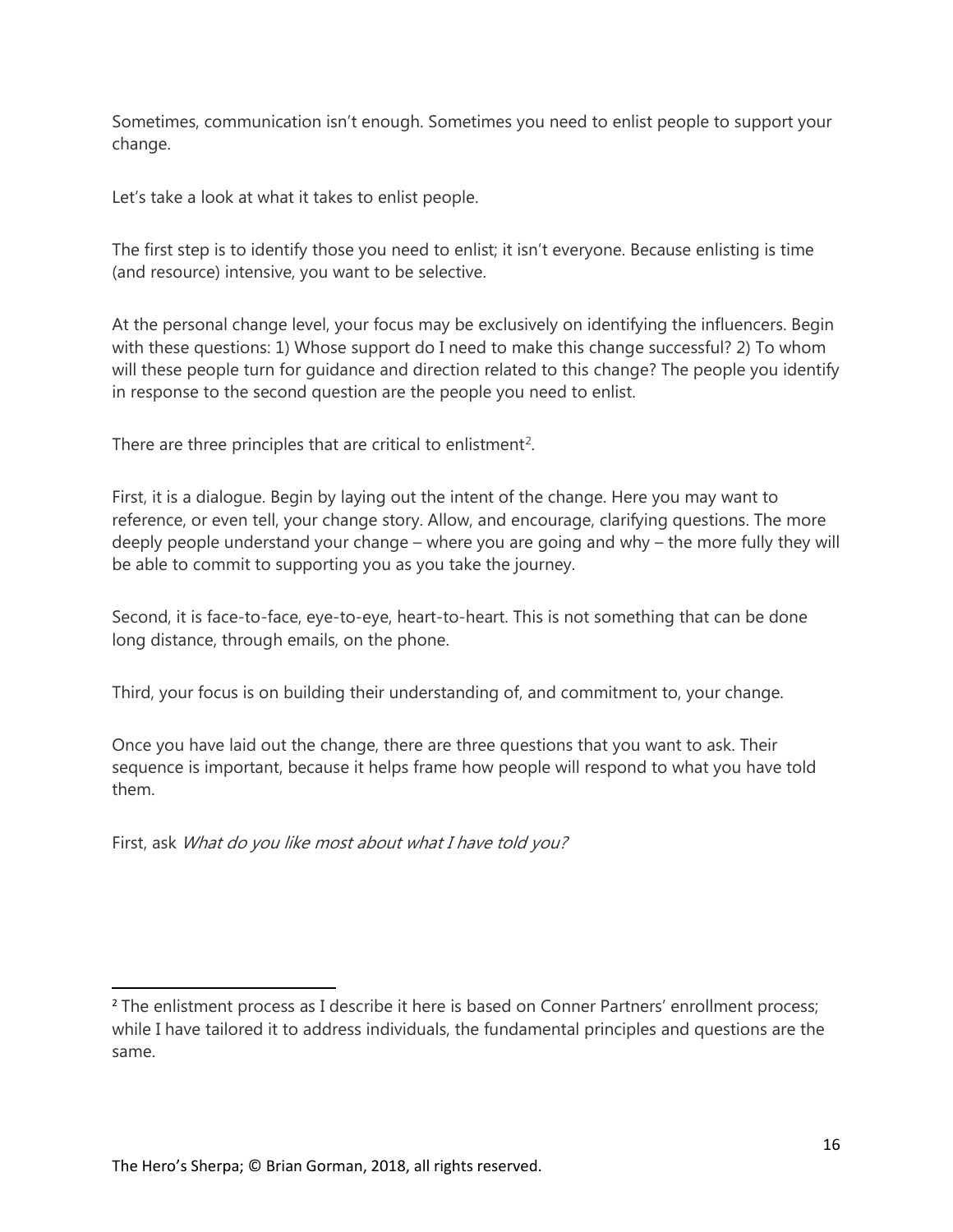Sometimes, communication isn't enough. Sometimes you need to enlist people to support your change.

Let's take a look at what it takes to enlist people.

The first step is to identify those you need to enlist; it isn't everyone. Because enlisting is time (and resource) intensive, you want to be selective.

At the personal change level, your focus may be exclusively on identifying the influencers. Begin with these questions: 1) Whose support do I need to make this change successful? 2) To whom will these people turn for guidance and direction related to this change? The people you identify in response to the second question are the people you need to enlist.

There are three principles that are critical to enlistment[2].

First, it is a dialogue. Begin by laying out the intent of the change. Here you may want to reference, or even tell, your change story. Allow, and encourage, clarifying questions. The more deeply people understand your change – where you are going and why – the more fully they will be able to commit to supporting you as you take the journey.

Second, it is face-to-face, eye-to-eye, heart-to-heart. This is not something that can be done long distance, through emails, on the phone.

Third, your focus is on building their understanding of, and commitment to, your change.

Once you have laid out the change, there are three questions that you want to ask. Their sequence is important, because it helps frame how people will respond to what you have told them.

First, ask *What do you like most about what I have told you?*

---

[2] The enlistment process as I describe it here is based on Conner Partners' enrollment process; while I have tailored it to address individuals, the fundamental principles and questions are the same.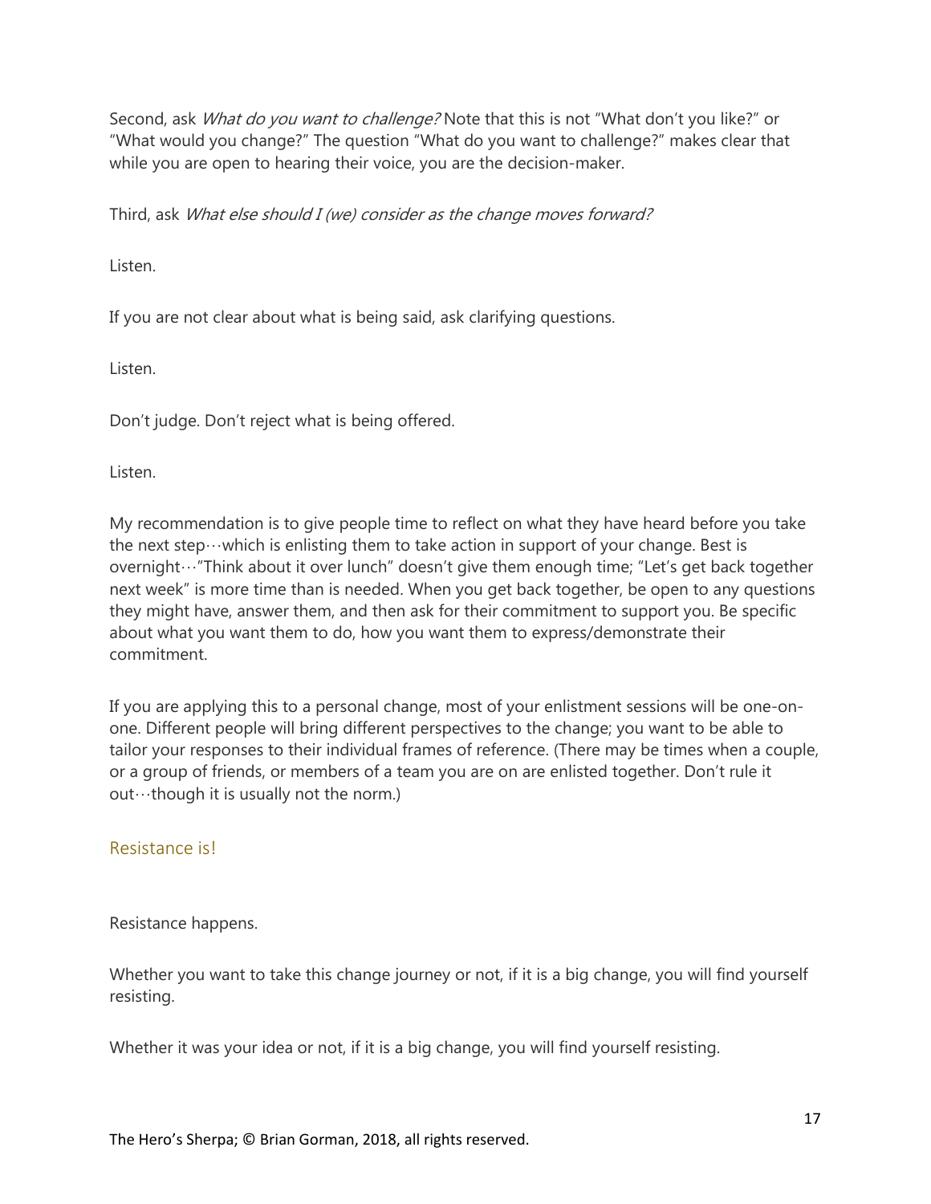Second, ask *What do you want to challenge?* Note that this is not "What don't you like?" or "What would you change?" The question "What do you want to challenge?" makes clear that while you are open to hearing their voice, you are the decision-maker.

Third, ask *What else should I (we) consider as the change moves forward?*

Listen.

If you are not clear about what is being said, ask clarifying questions.

Listen.

Don't judge. Don't reject what is being offered.

Listen.

My recommendation is to give people time to reflect on what they have heard before you take the next step…which is enlisting them to take action in support of your change. Best is overnight…"Think about it over lunch" doesn't give them enough time; "Let's get back together next week" is more time than is needed. When you get back together, be open to any questions they might have, answer them, and then ask for their commitment to support you. Be specific about what you want them to do, how you want them to express/demonstrate their commitment.

If you are applying this to a personal change, most of your enlistment sessions will be one-on-one. Different people will bring different perspectives to the change; you want to be able to tailor your responses to their individual frames of reference. (There may be times when a couple, or a group of friends, or members of a team you are on are enlisted together. Don't rule it out…though it is usually not the norm.)

## Resistance is!

Resistance happens.

Whether you want to take this change journey or not, if it is a big change, you will find yourself resisting.

Whether it was your idea or not, if it is a big change, you will find yourself resisting.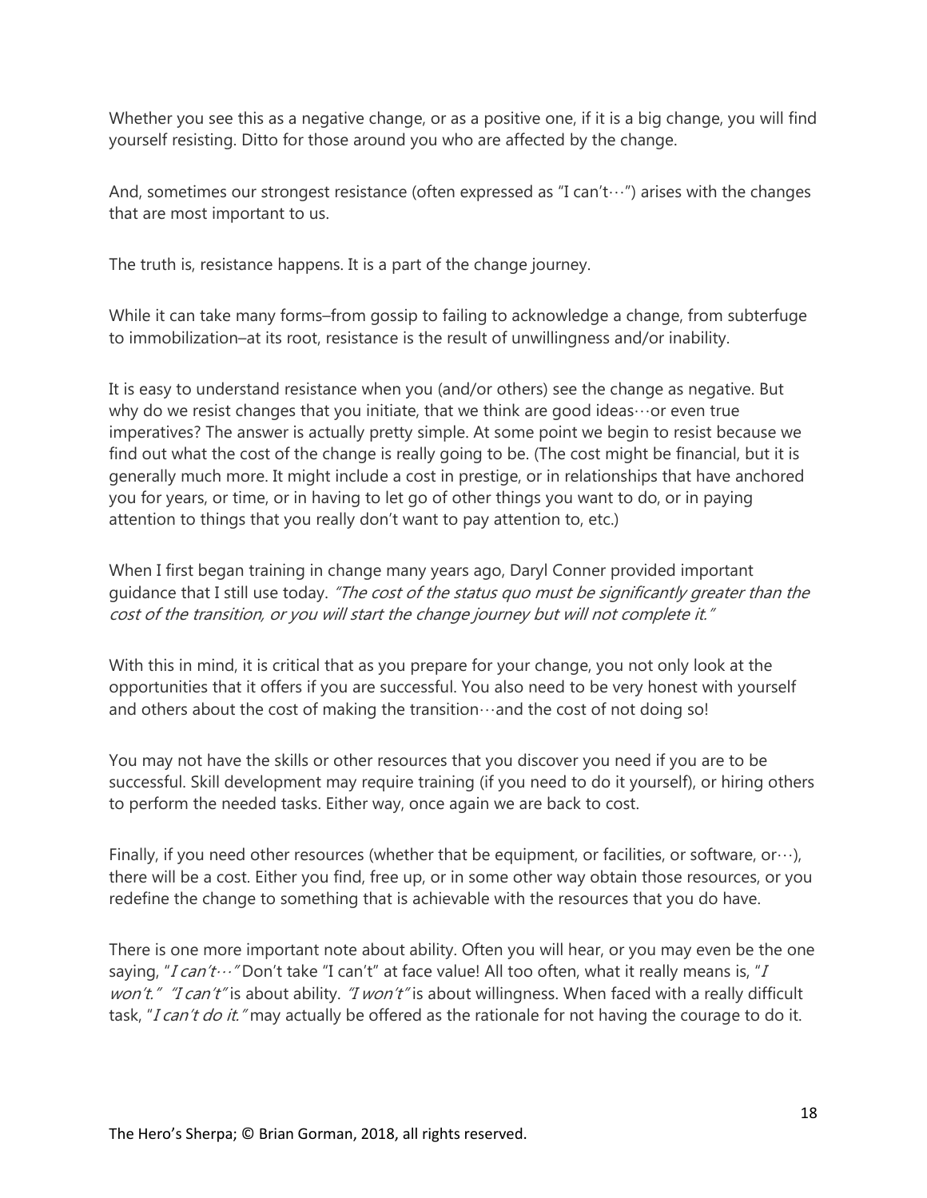Whether you see this as a negative change, or as a positive one, if it is a big change, you will find yourself resisting. Ditto for those around you who are affected by the change.

And, sometimes our strongest resistance (often expressed as "I can't…") arises with the changes that are most important to us.

The truth is, resistance happens. It is a part of the change journey.

While it can take many forms–from gossip to failing to acknowledge a change, from subterfuge to immobilization–at its root, resistance is the result of unwillingness and/or inability.

It is easy to understand resistance when you (and/or others) see the change as negative. But why do we resist changes that you initiate, that we think are good ideas…or even true imperatives? The answer is actually pretty simple. At some point we begin to resist because we find out what the cost of the change is really going to be. (The cost might be financial, but it is generally much more. It might include a cost in prestige, or in relationships that have anchored you for years, or time, or in having to let go of other things you want to do, or in paying attention to things that you really don't want to pay attention to, etc.)

When I first began training in change many years ago, Daryl Conner provided important guidance that I still use today. *"The cost of the status quo must be significantly greater than the cost of the transition, or you will start the change journey but will not complete it."*

With this in mind, it is critical that as you prepare for your change, you not only look at the opportunities that it offers if you are successful. You also need to be very honest with yourself and others about the cost of making the transition…and the cost of not doing so!

You may not have the skills or other resources that you discover you need if you are to be successful. Skill development may require training (if you need to do it yourself), or hiring others to perform the needed tasks. Either way, once again we are back to cost.

Finally, if you need other resources (whether that be equipment, or facilities, or software, or…), there will be a cost. Either you find, free up, or in some other way obtain those resources, or you redefine the change to something that is achievable with the resources that you do have.

There is one more important note about ability. Often you will hear, or you may even be the one saying, "*I can't…"* Don't take "I can't" at face value! All too often, what it really means is, "*I won't." "I can't"* is about ability. *"I won't"* is about willingness. When faced with a really difficult task, "*I can't do it."* may actually be offered as the rationale for not having the courage to do it.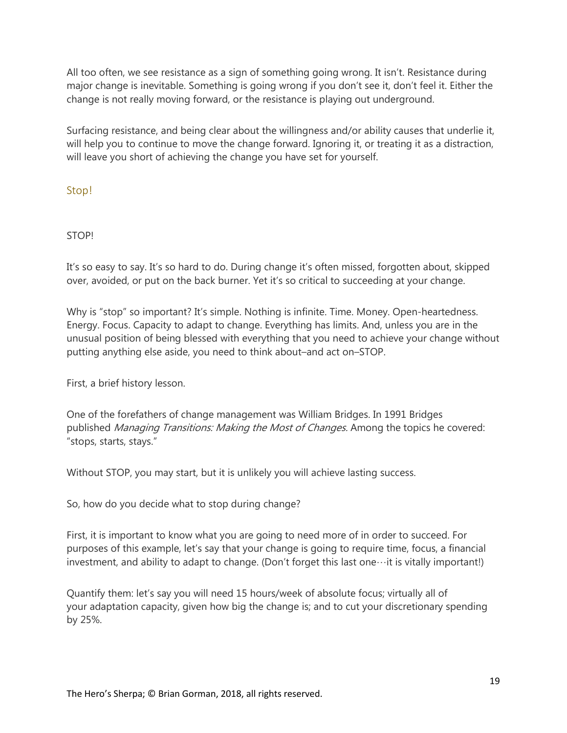All too often, we see resistance as a sign of something going wrong. It isn't. Resistance during major change is inevitable. Something is going wrong if you don't see it, don't feel it. Either the change is not really moving forward, or the resistance is playing out underground.

Surfacing resistance, and being clear about the willingness and/or ability causes that underlie it, will help you to continue to move the change forward. Ignoring it, or treating it as a distraction, will leave you short of achieving the change you have set for yourself.

## Stop!

STOP!

It's so easy to say. It's so hard to do. During change it's often missed, forgotten about, skipped over, avoided, or put on the back burner. Yet it's so critical to succeeding at your change.

Why is "stop" so important? It's simple. Nothing is infinite. Time. Money. Open-heartedness. Energy. Focus. Capacity to adapt to change. Everything has limits. And, unless you are in the unusual position of being blessed with everything that you need to achieve your change without putting anything else aside, you need to think about–and act on–STOP.

First, a brief history lesson.

One of the forefathers of change management was William Bridges. In 1991 Bridges published *Managing Transitions: Making the Most of Changes.* Among the topics he covered: "stops, starts, stays."

Without STOP, you may start, but it is unlikely you will achieve lasting success.

So, how do you decide what to stop during change?

First, it is important to know what you are going to need more of in order to succeed. For purposes of this example, let's say that your change is going to require time, focus, a financial investment, and ability to adapt to change. (Don't forget this last one…it is vitally important!)

Quantify them: let's say you will need 15 hours/week of absolute focus; virtually all of your adaptation capacity, given how big the change is; and to cut your discretionary spending by 25%.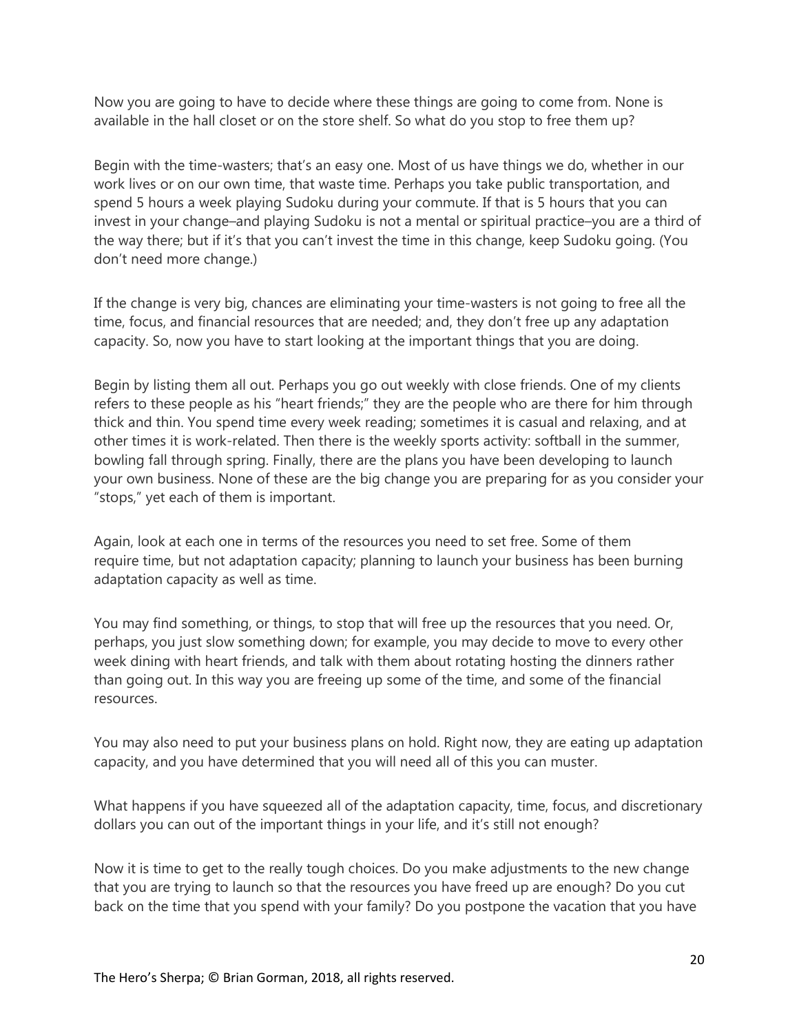Now you are going to have to decide where these things are going to come from. None is available in the hall closet or on the store shelf. So what do you stop to free them up?

Begin with the time-wasters; that's an easy one. Most of us have things we do, whether in our work lives or on our own time, that waste time. Perhaps you take public transportation, and spend 5 hours a week playing Sudoku during your commute. If that is 5 hours that you can invest in your change–and playing Sudoku is not a mental or spiritual practice–you are a third of the way there; but if it's that you can't invest the time in this change, keep Sudoku going. (You don't need more change.)

If the change is very big, chances are eliminating your time-wasters is not going to free all the time, focus, and financial resources that are needed; and, they don't free up any adaptation capacity. So, now you have to start looking at the important things that you are doing.

Begin by listing them all out. Perhaps you go out weekly with close friends. One of my clients refers to these people as his "heart friends;" they are the people who are there for him through thick and thin. You spend time every week reading; sometimes it is casual and relaxing, and at other times it is work-related. Then there is the weekly sports activity: softball in the summer, bowling fall through spring. Finally, there are the plans you have been developing to launch your own business. None of these are the big change you are preparing for as you consider your "stops," yet each of them is important.

Again, look at each one in terms of the resources you need to set free. Some of them require time, but not adaptation capacity; planning to launch your business has been burning adaptation capacity as well as time.

You may find something, or things, to stop that will free up the resources that you need. Or, perhaps, you just slow something down; for example, you may decide to move to every other week dining with heart friends, and talk with them about rotating hosting the dinners rather than going out. In this way you are freeing up some of the time, and some of the financial resources.

You may also need to put your business plans on hold. Right now, they are eating up adaptation capacity, and you have determined that you will need all of this you can muster.

What happens if you have squeezed all of the adaptation capacity, time, focus, and discretionary dollars you can out of the important things in your life, and it's still not enough?

Now it is time to get to the really tough choices. Do you make adjustments to the new change that you are trying to launch so that the resources you have freed up are enough? Do you cut back on the time that you spend with your family? Do you postpone the vacation that you have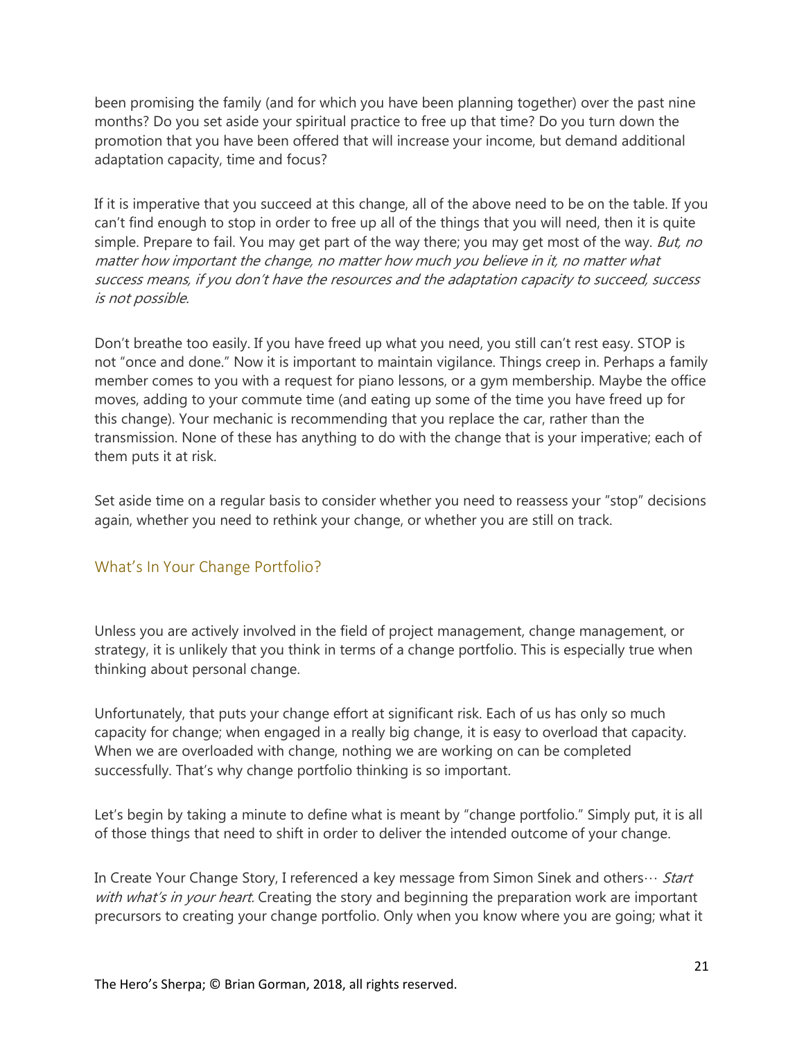been promising the family (and for which you have been planning together) over the past nine months? Do you set aside your spiritual practice to free up that time? Do you turn down the promotion that you have been offered that will increase your income, but demand additional adaptation capacity, time and focus?

If it is imperative that you succeed at this change, all of the above need to be on the table. If you can't find enough to stop in order to free up all of the things that you will need, then it is quite simple. Prepare to fail. You may get part of the way there; you may get most of the way. *But, no matter how important the change, no matter how much you believe in it, no matter what success means, if you don't have the resources and the adaptation capacity to succeed, success is not possible.*

Don't breathe too easily. If you have freed up what you need, you still can't rest easy. STOP is not "once and done." Now it is important to maintain vigilance. Things creep in. Perhaps a family member comes to you with a request for piano lessons, or a gym membership. Maybe the office moves, adding to your commute time (and eating up some of the time you have freed up for this change). Your mechanic is recommending that you replace the car, rather than the transmission. None of these has anything to do with the change that is your imperative; each of them puts it at risk.

Set aside time on a regular basis to consider whether you need to reassess your "stop" decisions again, whether you need to rethink your change, or whether you are still on track.

## What's In Your Change Portfolio?

Unless you are actively involved in the field of project management, change management, or strategy, it is unlikely that you think in terms of a change portfolio. This is especially true when thinking about personal change.

Unfortunately, that puts your change effort at significant risk. Each of us has only so much capacity for change; when engaged in a really big change, it is easy to overload that capacity. When we are overloaded with change, nothing we are working on can be completed successfully. That's why change portfolio thinking is so important.

Let's begin by taking a minute to define what is meant by "change portfolio." Simply put, it is all of those things that need to shift in order to deliver the intended outcome of your change.

In Create Your Change Story, I referenced a key message from Simon Sinek and others… *Start with what's in your heart*. Creating the story and beginning the preparation work are important precursors to creating your change portfolio. Only when you know where you are going; what it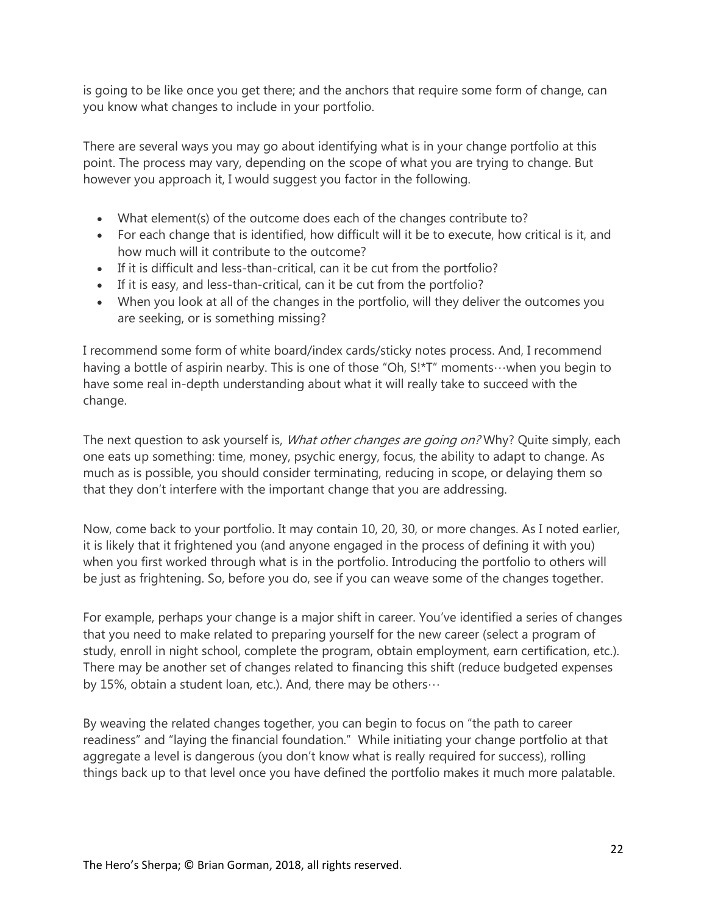is going to be like once you get there; and the anchors that require some form of change, can you know what changes to include in your portfolio.

There are several ways you may go about identifying what is in your change portfolio at this point. The process may vary, depending on the scope of what you are trying to change. But however you approach it, I would suggest you factor in the following.

- What element(s) of the outcome does each of the changes contribute to?
- For each change that is identified, how difficult will it be to execute, how critical is it, and how much will it contribute to the outcome?
- If it is difficult and less-than-critical, can it be cut from the portfolio?
- If it is easy, and less-than-critical, can it be cut from the portfolio?
- When you look at all of the changes in the portfolio, will they deliver the outcomes you are seeking, or is something missing?

I recommend some form of white board/index cards/sticky notes process. And, I recommend having a bottle of aspirin nearby. This is one of those "Oh, S!*T" moments…when you begin to have some real in-depth understanding about what it will really take to succeed with the change.

The next question to ask yourself is, *What other changes are going on?* Why? Quite simply, each one eats up something: time, money, psychic energy, focus, the ability to adapt to change. As much as is possible, you should consider terminating, reducing in scope, or delaying them so that they don't interfere with the important change that you are addressing.

Now, come back to your portfolio. It may contain 10, 20, 30, or more changes. As I noted earlier, it is likely that it frightened you (and anyone engaged in the process of defining it with you) when you first worked through what is in the portfolio. Introducing the portfolio to others will be just as frightening. So, before you do, see if you can weave some of the changes together.

For example, perhaps your change is a major shift in career. You've identified a series of changes that you need to make related to preparing yourself for the new career (select a program of study, enroll in night school, complete the program, obtain employment, earn certification, etc.). There may be another set of changes related to financing this shift (reduce budgeted expenses by 15%, obtain a student loan, etc.). And, there may be others…

By weaving the related changes together, you can begin to focus on "the path to career readiness" and "laying the financial foundation." While initiating your change portfolio at that aggregate a level is dangerous (you don't know what is really required for success), rolling things back up to that level once you have defined the portfolio makes it much more palatable.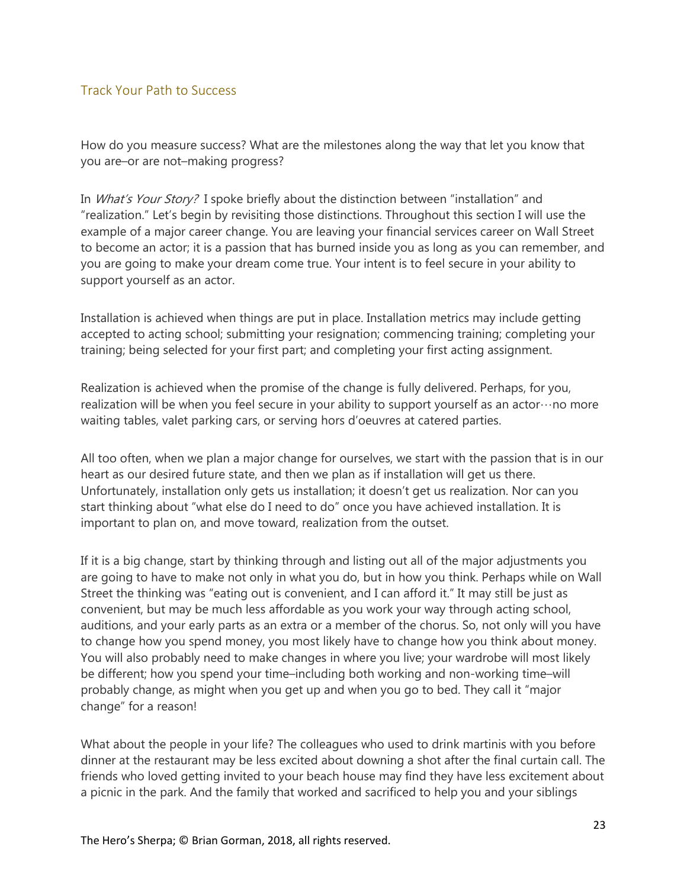## Track Your Path to Success

How do you measure success? What are the milestones along the way that let you know that you are–or are not–making progress?

In *What's Your Story?* I spoke briefly about the distinction between "installation" and "realization." Let's begin by revisiting those distinctions. Throughout this section I will use the example of a major career change. You are leaving your financial services career on Wall Street to become an actor; it is a passion that has burned inside you as long as you can remember, and you are going to make your dream come true. Your intent is to feel secure in your ability to support yourself as an actor.

Installation is achieved when things are put in place. Installation metrics may include getting accepted to acting school; submitting your resignation; commencing training; completing your training; being selected for your first part; and completing your first acting assignment.

Realization is achieved when the promise of the change is fully delivered. Perhaps, for you, realization will be when you feel secure in your ability to support yourself as an actor…no more waiting tables, valet parking cars, or serving hors d'oeuvres at catered parties.

All too often, when we plan a major change for ourselves, we start with the passion that is in our heart as our desired future state, and then we plan as if installation will get us there. Unfortunately, installation only gets us installation; it doesn't get us realization. Nor can you start thinking about "what else do I need to do" once you have achieved installation. It is important to plan on, and move toward, realization from the outset.

If it is a big change, start by thinking through and listing out all of the major adjustments you are going to have to make not only in what you do, but in how you think. Perhaps while on Wall Street the thinking was "eating out is convenient, and I can afford it." It may still be just as convenient, but may be much less affordable as you work your way through acting school, auditions, and your early parts as an extra or a member of the chorus. So, not only will you have to change how you spend money, you most likely have to change how you think about money. You will also probably need to make changes in where you live; your wardrobe will most likely be different; how you spend your time–including both working and non-working time–will probably change, as might when you get up and when you go to bed. They call it "major change" for a reason!

What about the people in your life? The colleagues who used to drink martinis with you before dinner at the restaurant may be less excited about downing a shot after the final curtain call. The friends who loved getting invited to your beach house may find they have less excitement about a picnic in the park. And the family that worked and sacrificed to help you and your siblings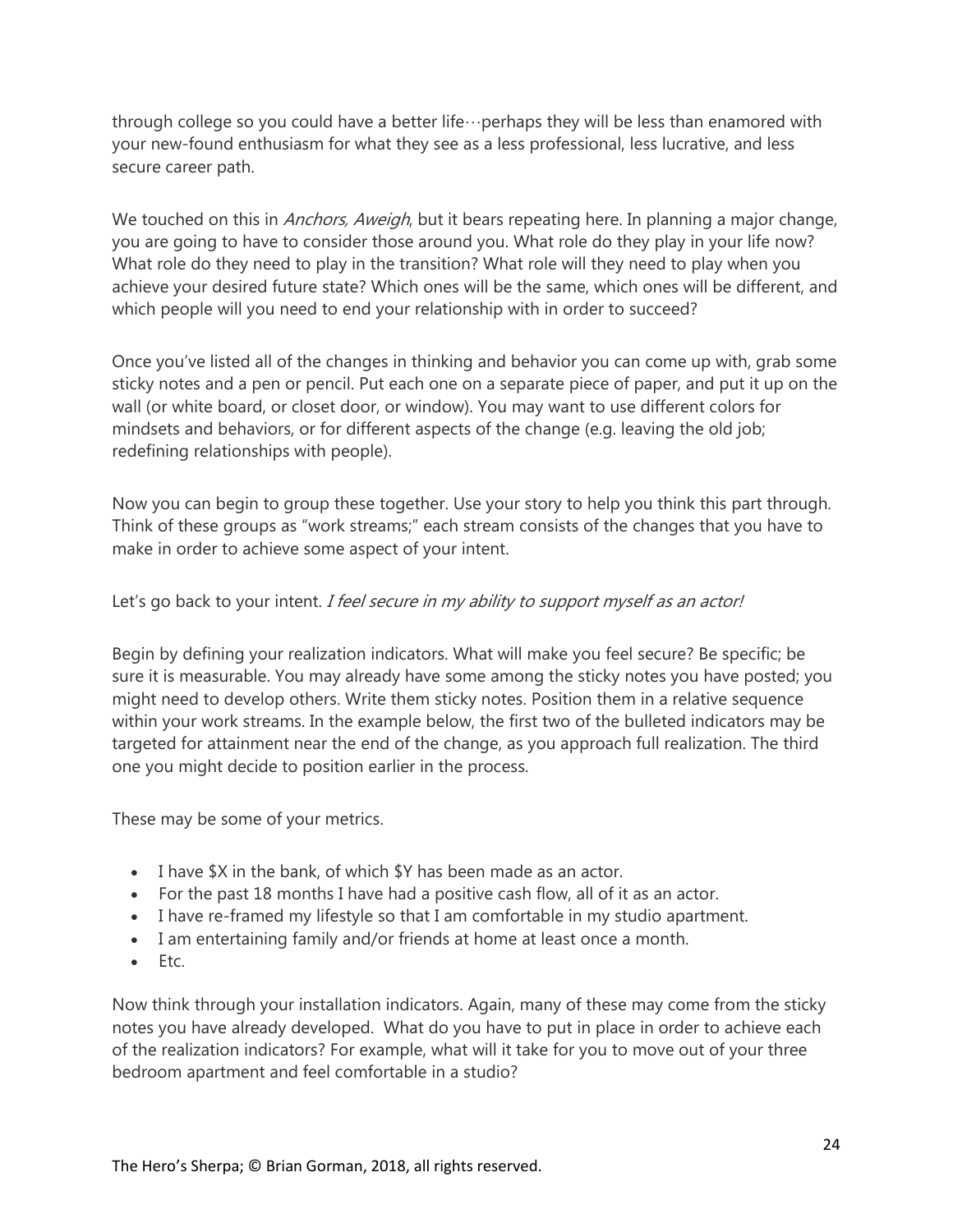through college so you could have a better life…perhaps they will be less than enamored with your new-found enthusiasm for what they see as a less professional, less lucrative, and less secure career path.

We touched on this in *Anchors, Aweigh*, but it bears repeating here. In planning a major change, you are going to have to consider those around you. What role do they play in your life now? What role do they need to play in the transition? What role will they need to play when you achieve your desired future state? Which ones will be the same, which ones will be different, and which people will you need to end your relationship with in order to succeed?

Once you've listed all of the changes in thinking and behavior you can come up with, grab some sticky notes and a pen or pencil. Put each one on a separate piece of paper, and put it up on the wall (or white board, or closet door, or window). You may want to use different colors for mindsets and behaviors, or for different aspects of the change (e.g. leaving the old job; redefining relationships with people).

Now you can begin to group these together. Use your story to help you think this part through. Think of these groups as "work streams;" each stream consists of the changes that you have to make in order to achieve some aspect of your intent.

Let's go back to your intent. *I feel secure in my ability to support myself as an actor!*

Begin by defining your realization indicators. What will make you feel secure? Be specific; be sure it is measurable. You may already have some among the sticky notes you have posted; you might need to develop others. Write them sticky notes. Position them in a relative sequence within your work streams. In the example below, the first two of the bulleted indicators may be targeted for attainment near the end of the change, as you approach full realization. The third one you might decide to position earlier in the process.

These may be some of your metrics.

- I have $X in the bank, of which $Y has been made as an actor.
- For the past 18 months I have had a positive cash flow, all of it as an actor.
- I have re-framed my lifestyle so that I am comfortable in my studio apartment.
- I am entertaining family and/or friends at home at least once a month.
- Etc.

Now think through your installation indicators. Again, many of these may come from the sticky notes you have already developed. What do you have to put in place in order to achieve each of the realization indicators? For example, what will it take for you to move out of your three bedroom apartment and feel comfortable in a studio?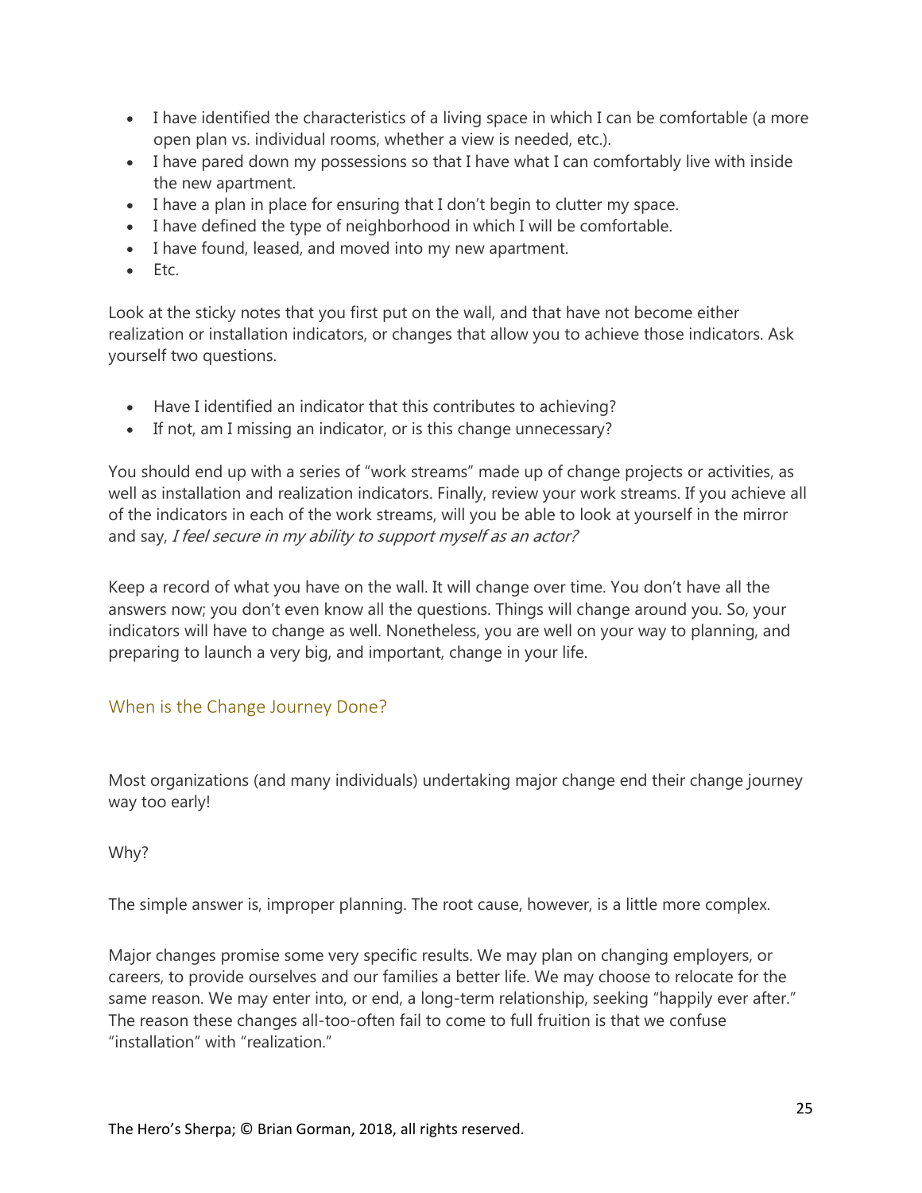- I have identified the characteristics of a living space in which I can be comfortable (a more open plan vs. individual rooms, whether a view is needed, etc.).
- I have pared down my possessions so that I have what I can comfortably live with inside the new apartment.
- I have a plan in place for ensuring that I don't begin to clutter my space.
- I have defined the type of neighborhood in which I will be comfortable.
- I have found, leased, and moved into my new apartment.
- Etc.

Look at the sticky notes that you first put on the wall, and that have not become either realization or installation indicators, or changes that allow you to achieve those indicators. Ask yourself two questions.

- Have I identified an indicator that this contributes to achieving?
- If not, am I missing an indicator, or is this change unnecessary?

You should end up with a series of "work streams" made up of change projects or activities, as well as installation and realization indicators. Finally, review your work streams. If you achieve all of the indicators in each of the work streams, will you be able to look at yourself in the mirror and say, *I feel secure in my ability to support myself as an actor?*

Keep a record of what you have on the wall. It will change over time. You don't have all the answers now; you don't even know all the questions. Things will change around you. So, your indicators will have to change as well. Nonetheless, you are well on your way to planning, and preparing to launch a very big, and important, change in your life.

## When is the Change Journey Done?

Most organizations (and many individuals) undertaking major change end their change journey way too early!

Why?

The simple answer is, improper planning. The root cause, however, is a little more complex.

Major changes promise some very specific results. We may plan on changing employers, or careers, to provide ourselves and our families a better life. We may choose to relocate for the same reason. We may enter into, or end, a long-term relationship, seeking "happily ever after." The reason these changes all-too-often fail to come to full fruition is that we confuse "installation" with "realization."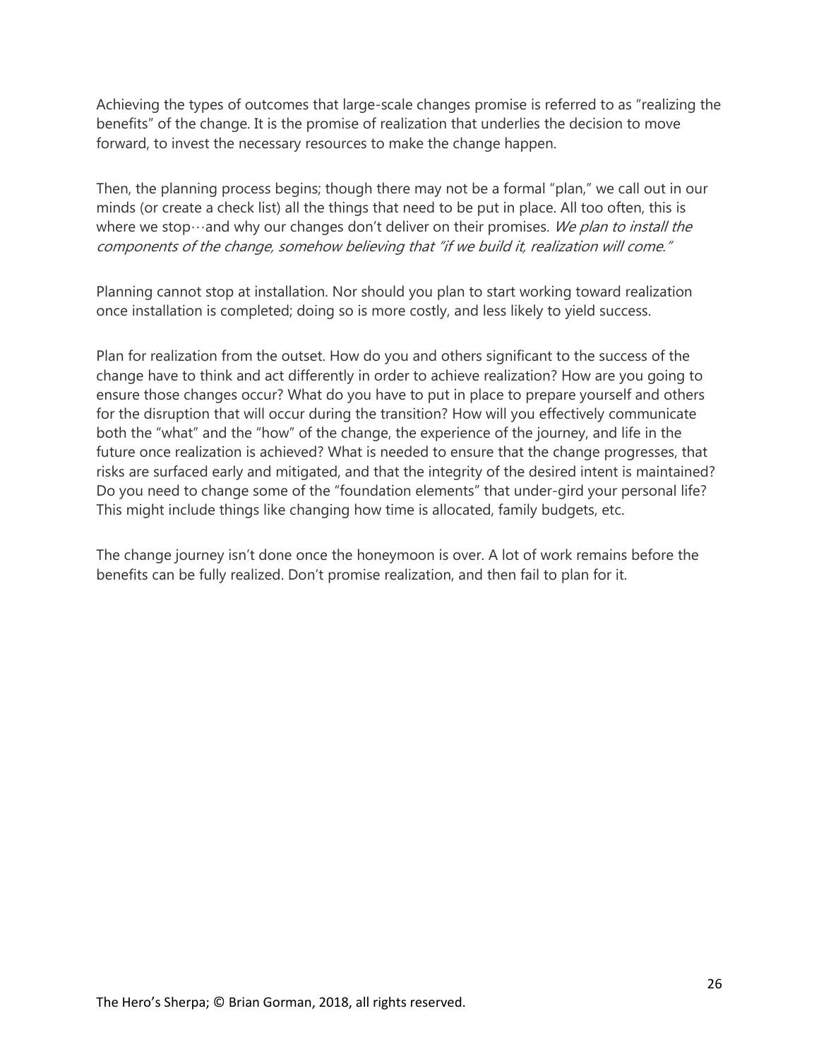Achieving the types of outcomes that large-scale changes promise is referred to as "realizing the benefits" of the change. It is the promise of realization that underlies the decision to move forward, to invest the necessary resources to make the change happen.

Then, the planning process begins; though there may not be a formal "plan," we call out in our minds (or create a check list) all the things that need to be put in place. All too often, this is where we stop…and why our changes don't deliver on their promises. *We plan to install the components of the change, somehow believing that "if we build it, realization will come."*

Planning cannot stop at installation. Nor should you plan to start working toward realization once installation is completed; doing so is more costly, and less likely to yield success.

Plan for realization from the outset. How do you and others significant to the success of the change have to think and act differently in order to achieve realization? How are you going to ensure those changes occur? What do you have to put in place to prepare yourself and others for the disruption that will occur during the transition? How will you effectively communicate both the "what" and the "how" of the change, the experience of the journey, and life in the future once realization is achieved? What is needed to ensure that the change progresses, that risks are surfaced early and mitigated, and that the integrity of the desired intent is maintained? Do you need to change some of the "foundation elements" that under-gird your personal life? This might include things like changing how time is allocated, family budgets, etc.

The change journey isn't done once the honeymoon is over. A lot of work remains before the benefits can be fully realized. Don't promise realization, and then fail to plan for it.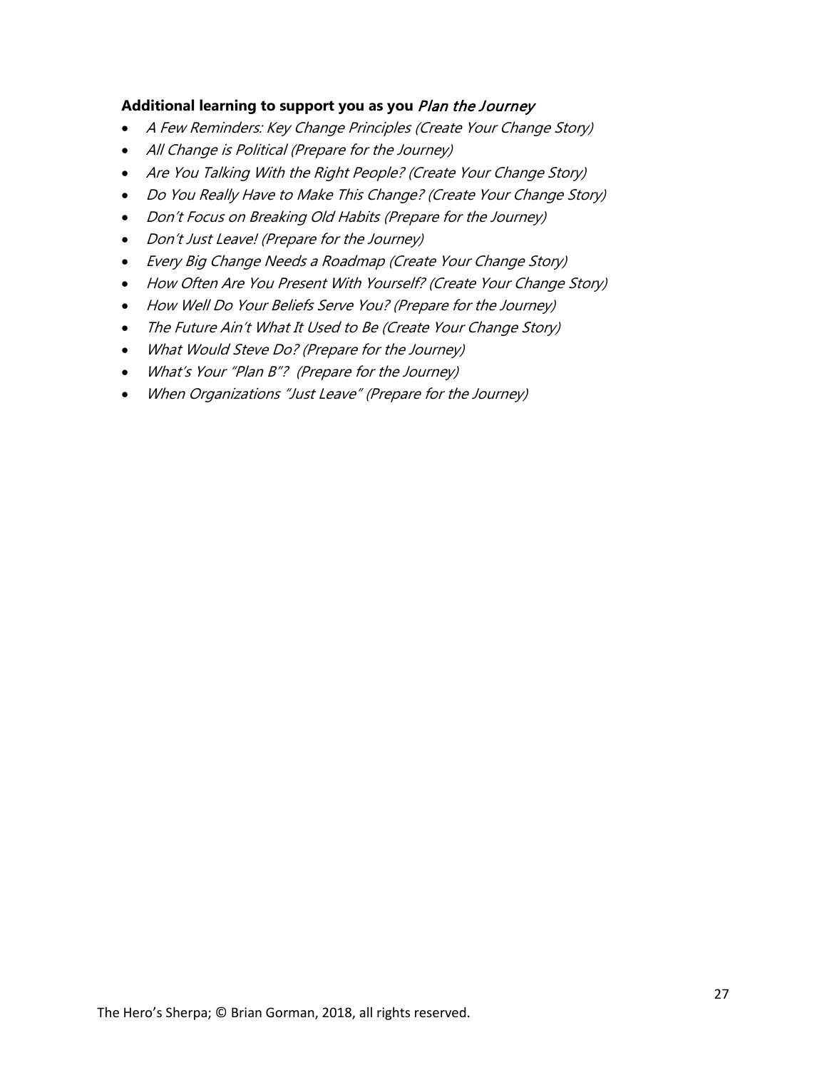**Additional learning to support you as you *Plan the Journey***

- *A Few Reminders: Key Change Principles (Create Your Change Story)*
- *All Change is Political (Prepare for the Journey)*
- *Are You Talking With the Right People? (Create Your Change Story)*
- *Do You Really Have to Make This Change? (Create Your Change Story)*
- *Don't Focus on Breaking Old Habits (Prepare for the Journey)*
- *Don't Just Leave! (Prepare for the Journey)*
- *Every Big Change Needs a Roadmap (Create Your Change Story)*
- *How Often Are You Present With Yourself? (Create Your Change Story)*
- *How Well Do Your Beliefs Serve You? (Prepare for the Journey)*
- *The Future Ain't What It Used to Be (Create Your Change Story)*
- *What Would Steve Do? (Prepare for the Journey)*
- *What's Your "Plan B"? (Prepare for the Journey)*
- *When Organizations "Just Leave" (Prepare for the Journey)*

The Hero's Sherpa; © Brian Gorman, 2018, all rights reserved.